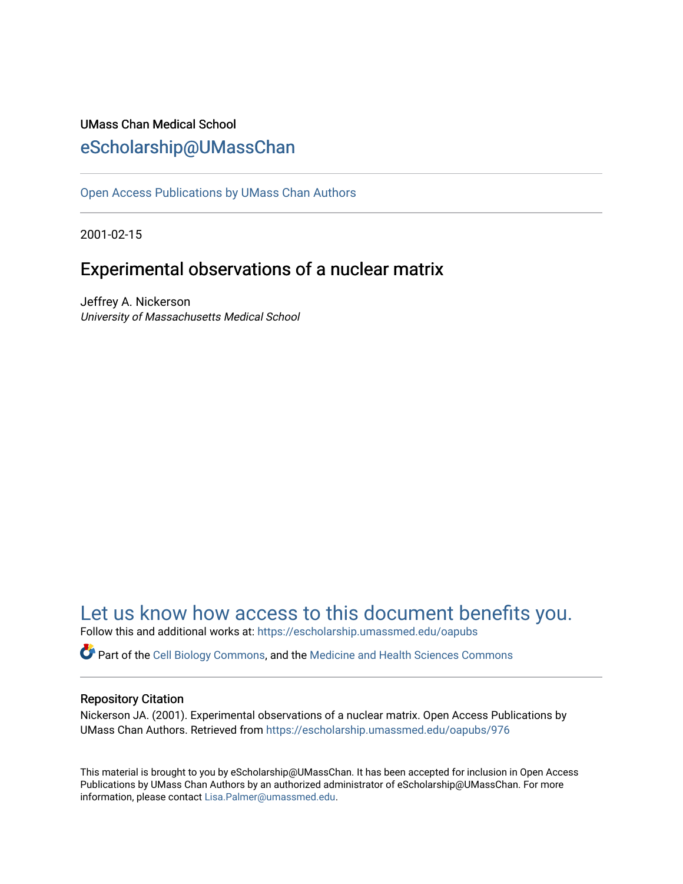UMass Chan Medical School

eScholarship@UMassChan

Open Access Publications by UMass Chan Authors

2001-02-15

# Experimental observations of a nuclear matrix

Jeffrey A. Nickerson
*University of Massachusetts Medical School*

Let us know how access to this document benefits you.

Follow this and additional works at: https://escholarship.umassmed.edu/oapubs

Part of the Cell Biology Commons, and the Medicine and Health Sciences Commons

## Repository Citation

Nickerson JA. (2001). Experimental observations of a nuclear matrix. Open Access Publications by UMass Chan Authors. Retrieved from https://escholarship.umassmed.edu/oapubs/976

This material is brought to you by eScholarship@UMassChan. It has been accepted for inclusion in Open Access Publications by UMass Chan Authors by an authorized administrator of eScholarship@UMassChan. For more information, please contact Lisa.Palmer@umassmed.edu.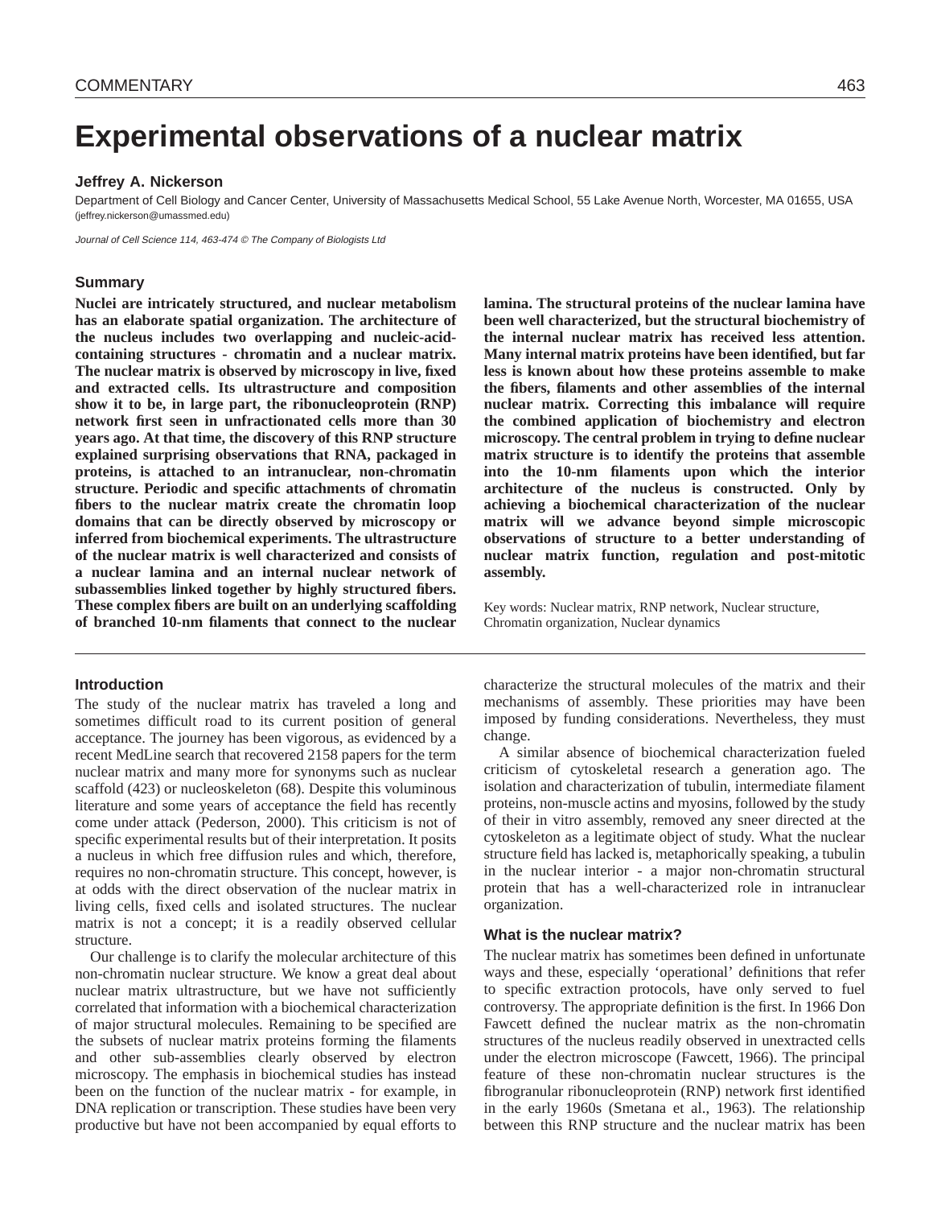# Experimental observations of a nuclear matrix

**Jeffrey A. Nickerson**

Department of Cell Biology and Cancer Center, University of Massachusetts Medical School, 55 Lake Avenue North, Worcester, MA 01655, USA (jeffrey.nickerson@umassmed.edu)

*Journal of Cell Science 114, 463-474 © The Company of Biologists Ltd*

## Summary

**Nuclei are intricately structured, and nuclear metabolism has an elaborate spatial organization. The architecture of the nucleus includes two overlapping and nucleic-acid-containing structures - chromatin and a nuclear matrix. The nuclear matrix is observed by microscopy in live, fixed and extracted cells. Its ultrastructure and composition show it to be, in large part, the ribonucleoprotein (RNP) network first seen in unfractionated cells more than 30 years ago. At that time, the discovery of this RNP structure explained surprising observations that RNA, packaged in proteins, is attached to an intranuclear, non-chromatin structure. Periodic and specific attachments of chromatin fibers to the nuclear matrix create the chromatin loop domains that can be directly observed by microscopy or inferred from biochemical experiments. The ultrastructure of the nuclear matrix is well characterized and consists of a nuclear lamina and an internal nuclear network of subassemblies linked together by highly structured fibers. These complex fibers are built on an underlying scaffolding of branched 10-nm filaments that connect to the nuclear lamina. The structural proteins of the nuclear lamina have been well characterized, but the structural biochemistry of the internal nuclear matrix has received less attention. Many internal matrix proteins have been identified, but far less is known about how these proteins assemble to make the fibers, filaments and other assemblies of the internal nuclear matrix. Correcting this imbalance will require the combined application of biochemistry and electron microscopy. The central problem in trying to define nuclear matrix structure is to identify the proteins that assemble into the 10-nm filaments upon which the interior architecture of the nucleus is constructed. Only by achieving a biochemical characterization of the nuclear matrix will we advance beyond simple microscopic observations of structure to a better understanding of nuclear matrix function, regulation and post-mitotic assembly.**

Key words: Nuclear matrix, RNP network, Nuclear structure, Chromatin organization, Nuclear dynamics

## Introduction

The study of the nuclear matrix has traveled a long and sometimes difficult road to its current position of general acceptance. The journey has been vigorous, as evidenced by a recent MedLine search that recovered 2158 papers for the term nuclear matrix and many more for synonyms such as nuclear scaffold (423) or nucleoskeleton (68). Despite this voluminous literature and some years of acceptance the field has recently come under attack (Pederson, 2000). This criticism is not of specific experimental results but of their interpretation. It posits a nucleus in which free diffusion rules and which, therefore, requires no non-chromatin structure. This concept, however, is at odds with the direct observation of the nuclear matrix in living cells, fixed cells and isolated structures. The nuclear matrix is not a concept; it is a readily observed cellular structure.

Our challenge is to clarify the molecular architecture of this non-chromatin nuclear structure. We know a great deal about nuclear matrix ultrastructure, but we have not sufficiently correlated that information with a biochemical characterization of major structural molecules. Remaining to be specified are the subsets of nuclear matrix proteins forming the filaments and other sub-assemblies clearly observed by electron microscopy. The emphasis in biochemical studies has instead been on the function of the nuclear matrix - for example, in DNA replication or transcription. These studies have been very productive but have not been accompanied by equal efforts to characterize the structural molecules of the matrix and their mechanisms of assembly. These priorities may have been imposed by funding considerations. Nevertheless, they must change.

A similar absence of biochemical characterization fueled criticism of cytoskeletal research a generation ago. The isolation and characterization of tubulin, intermediate filament proteins, non-muscle actins and myosins, followed by the study of their in vitro assembly, removed any sneer directed at the cytoskeleton as a legitimate object of study. What the nuclear structure field has lacked is, metaphorically speaking, a tubulin in the nuclear interior - a major non-chromatin structural protein that has a well-characterized role in intranuclear organization.

## What is the nuclear matrix?

The nuclear matrix has sometimes been defined in unfortunate ways and these, especially 'operational' definitions that refer to specific extraction protocols, have only served to fuel controversy. The appropriate definition is the first. In 1966 Don Fawcett defined the nuclear matrix as the non-chromatin structures of the nucleus readily observed in unextracted cells under the electron microscope (Fawcett, 1966). The principal feature of these non-chromatin nuclear structures is the fibrogranular ribonucleoprotein (RNP) network first identified in the early 1960s (Smetana et al., 1963). The relationship between this RNP structure and the nuclear matrix has been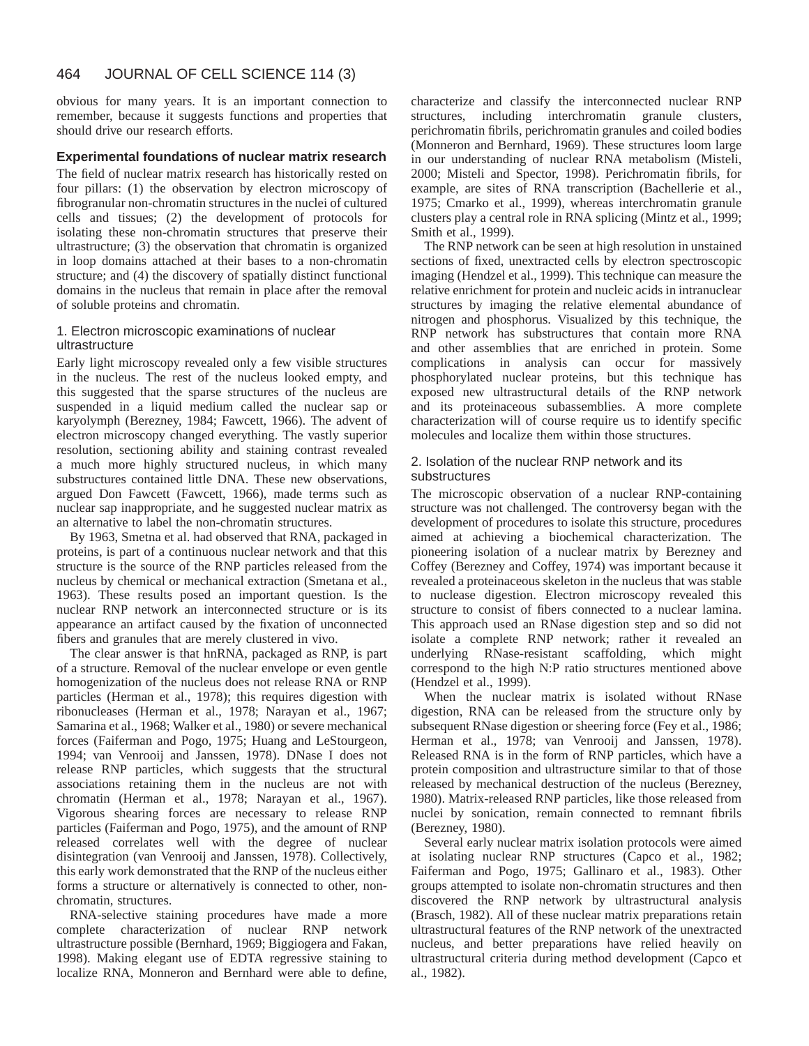obvious for many years. It is an important connection to remember, because it suggests functions and properties that should drive our research efforts.

## Experimental foundations of nuclear matrix research

The field of nuclear matrix research has historically rested on four pillars: (1) the observation by electron microscopy of fibrogranular non-chromatin structures in the nuclei of cultured cells and tissues; (2) the development of protocols for isolating these non-chromatin structures that preserve their ultrastructure; (3) the observation that chromatin is organized in loop domains attached at their bases to a non-chromatin structure; and (4) the discovery of spatially distinct functional domains in the nucleus that remain in place after the removal of soluble proteins and chromatin.

### 1. Electron microscopic examinations of nuclear ultrastructure

Early light microscopy revealed only a few visible structures in the nucleus. The rest of the nucleus looked empty, and this suggested that the sparse structures of the nucleus are suspended in a liquid medium called the nuclear sap or karyolymph (Berezney, 1984; Fawcett, 1966). The advent of electron microscopy changed everything. The vastly superior resolution, sectioning ability and staining contrast revealed a much more highly structured nucleus, in which many substructures contained little DNA. These new observations, argued Don Fawcett (Fawcett, 1966), made terms such as nuclear sap inappropriate, and he suggested nuclear matrix as an alternative to label the non-chromatin structures.

By 1963, Smetna et al. had observed that RNA, packaged in proteins, is part of a continuous nuclear network and that this structure is the source of the RNP particles released from the nucleus by chemical or mechanical extraction (Smetana et al., 1963). These results posed an important question. Is the nuclear RNP network an interconnected structure or is its appearance an artifact caused by the fixation of unconnected fibers and granules that are merely clustered in vivo.

The clear answer is that hnRNA, packaged as RNP, is part of a structure. Removal of the nuclear envelope or even gentle homogenization of the nucleus does not release RNA or RNP particles (Herman et al., 1978); this requires digestion with ribonucleases (Herman et al., 1978; Narayan et al., 1967; Samarina et al., 1968; Walker et al., 1980) or severe mechanical forces (Faiferman and Pogo, 1975; Huang and LeStourgeon, 1994; van Venrooij and Janssen, 1978). DNase I does not release RNP particles, which suggests that the structural associations retaining them in the nucleus are not with chromatin (Herman et al., 1978; Narayan et al., 1967). Vigorous shearing forces are necessary to release RNP particles (Faiferman and Pogo, 1975), and the amount of RNP released correlates well with the degree of nuclear disintegration (van Venrooij and Janssen, 1978). Collectively, this early work demonstrated that the RNP of the nucleus either forms a structure or alternatively is connected to other, non-chromatin, structures.

RNA-selective staining procedures have made a more complete characterization of nuclear RNP network ultrastructure possible (Bernhard, 1969; Biggiogera and Fakan, 1998). Making elegant use of EDTA regressive staining to localize RNA, Monneron and Bernhard were able to define, characterize and classify the interconnected nuclear RNP structures, including interchromatin granule clusters, perichromatin fibrils, perichromatin granules and coiled bodies (Monneron and Bernhard, 1969). These structures loom large in our understanding of nuclear RNA metabolism (Misteli, 2000; Misteli and Spector, 1998). Perichromatin fibrils, for example, are sites of RNA transcription (Bachellerie et al., 1975; Cmarko et al., 1999), whereas interchromatin granule clusters play a central role in RNA splicing (Mintz et al., 1999; Smith et al., 1999).

The RNP network can be seen at high resolution in unstained sections of fixed, unextracted cells by electron spectroscopic imaging (Hendzel et al., 1999). This technique can measure the relative enrichment for protein and nucleic acids in intranuclear structures by imaging the relative elemental abundance of nitrogen and phosphorus. Visualized by this technique, the RNP network has substructures that contain more RNA and other assemblies that are enriched in protein. Some complications in analysis can occur for massively phosphorylated nuclear proteins, but this technique has exposed new ultrastructural details of the RNP network and its proteinaceous subassemblies. A more complete characterization will of course require us to identify specific molecules and localize them within those structures.

### 2. Isolation of the nuclear RNP network and its substructures

The microscopic observation of a nuclear RNP-containing structure was not challenged. The controversy began with the development of procedures to isolate this structure, procedures aimed at achieving a biochemical characterization. The pioneering isolation of a nuclear matrix by Berezney and Coffey (Berezney and Coffey, 1974) was important because it revealed a proteinaceous skeleton in the nucleus that was stable to nuclease digestion. Electron microscopy revealed this structure to consist of fibers connected to a nuclear lamina. This approach used an RNase digestion step and so did not isolate a complete RNP network; rather it revealed an underlying RNase-resistant scaffolding, which might correspond to the high N:P ratio structures mentioned above (Hendzel et al., 1999).

When the nuclear matrix is isolated without RNase digestion, RNA can be released from the structure only by subsequent RNase digestion or sheering force (Fey et al., 1986; Herman et al., 1978; van Venrooij and Janssen, 1978). Released RNA is in the form of RNP particles, which have a protein composition and ultrastructure similar to that of those released by mechanical destruction of the nucleus (Berezney, 1980). Matrix-released RNP particles, like those released from nuclei by sonication, remain connected to remnant fibrils (Berezney, 1980).

Several early nuclear matrix isolation protocols were aimed at isolating nuclear RNP structures (Capco et al., 1982; Faiferman and Pogo, 1975; Gallinaro et al., 1983). Other groups attempted to isolate non-chromatin structures and then discovered the RNP network by ultrastructural analysis (Brasch, 1982). All of these nuclear matrix preparations retain ultrastructural features of the RNP network of the unextracted nucleus, and better preparations have relied heavily on ultrastructural criteria during method development (Capco et al., 1982).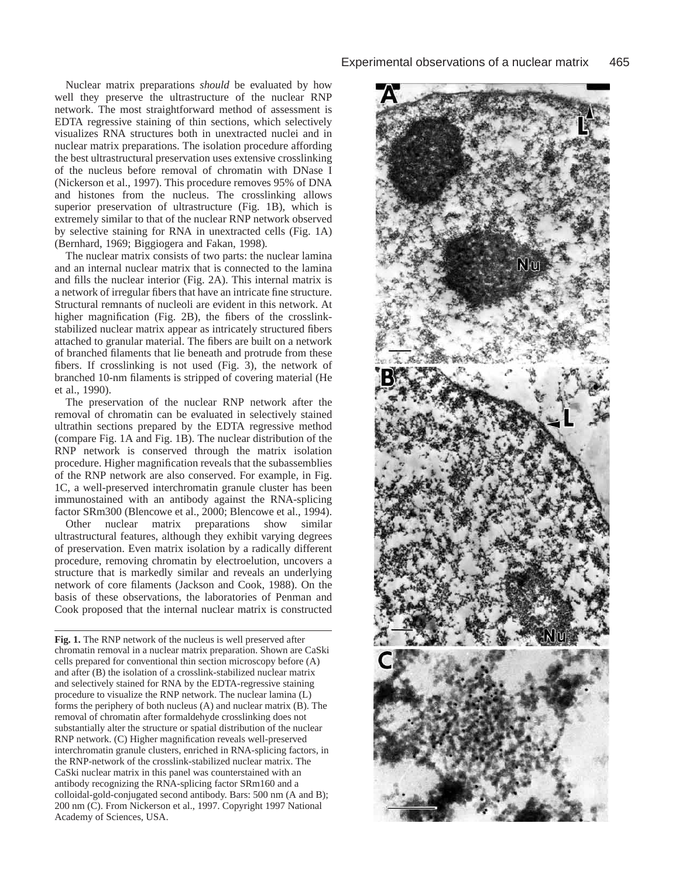Nuclear matrix preparations *should* be evaluated by how well they preserve the ultrastructure of the nuclear RNP network. The most straightforward method of assessment is EDTA regressive staining of thin sections, which selectively visualizes RNA structures both in unextracted nuclei and in nuclear matrix preparations. The isolation procedure affording the best ultrastructural preservation uses extensive crosslinking of the nucleus before removal of chromatin with DNase I (Nickerson et al., 1997). This procedure removes 95% of DNA and histones from the nucleus. The crosslinking allows superior preservation of ultrastructure (Fig. 1B), which is extremely similar to that of the nuclear RNP network observed by selective staining for RNA in unextracted cells (Fig. 1A) (Bernhard, 1969; Biggiogera and Fakan, 1998).

The nuclear matrix consists of two parts: the nuclear lamina and an internal nuclear matrix that is connected to the lamina and fills the nuclear interior (Fig. 2A). This internal matrix is a network of irregular fibers that have an intricate fine structure. Structural remnants of nucleoli are evident in this network. At higher magnification (Fig. 2B), the fibers of the crosslink-stabilized nuclear matrix appear as intricately structured fibers attached to granular material. The fibers are built on a network of branched filaments that lie beneath and protrude from these fibers. If crosslinking is not used (Fig. 3), the network of branched 10-nm filaments is stripped of covering material (He et al., 1990).

The preservation of the nuclear RNP network after the removal of chromatin can be evaluated in selectively stained ultrathin sections prepared by the EDTA regressive method (compare Fig. 1A and Fig. 1B). The nuclear distribution of the RNP network is conserved through the matrix isolation procedure. Higher magnification reveals that the subassemblies of the RNP network are also conserved. For example, in Fig. 1C, a well-preserved interchromatin granule cluster has been immunostained with an antibody against the RNA-splicing factor SRm300 (Blencowe et al., 2000; Blencowe et al., 1994).

Other nuclear matrix preparations show similar ultrastructural features, although they exhibit varying degrees of preservation. Even matrix isolation by a radically different procedure, removing chromatin by electroelution, uncovers a structure that is markedly similar and reveals an underlying network of core filaments (Jackson and Cook, 1988). On the basis of these observations, the laboratories of Penman and Cook proposed that the internal nuclear matrix is constructed

**Fig. 1.** The RNP network of the nucleus is well preserved after chromatin removal in a nuclear matrix preparation. Shown are CaSki cells prepared for conventional thin section microscopy before (A) and after (B) the isolation of a crosslink-stabilized nuclear matrix and selectively stained for RNA by the EDTA-regressive staining procedure to visualize the RNP network. The nuclear lamina (L) forms the periphery of both nucleus (A) and nuclear matrix (B). The removal of chromatin after formaldehyde crosslinking does not substantially alter the structure or spatial distribution of the nuclear RNP network. (C) Higher magnification reveals well-preserved interchromatin granule clusters, enriched in RNA-splicing factors, in the RNP-network of the crosslink-stabilized nuclear matrix. The CaSki nuclear matrix in this panel was counterstained with an antibody recognizing the RNA-splicing factor SRm160 and a colloidal-gold-conjugated second antibody. Bars: 500 nm (A and B); 200 nm (C). From Nickerson et al., 1997. Copyright 1997 National Academy of Sciences, USA.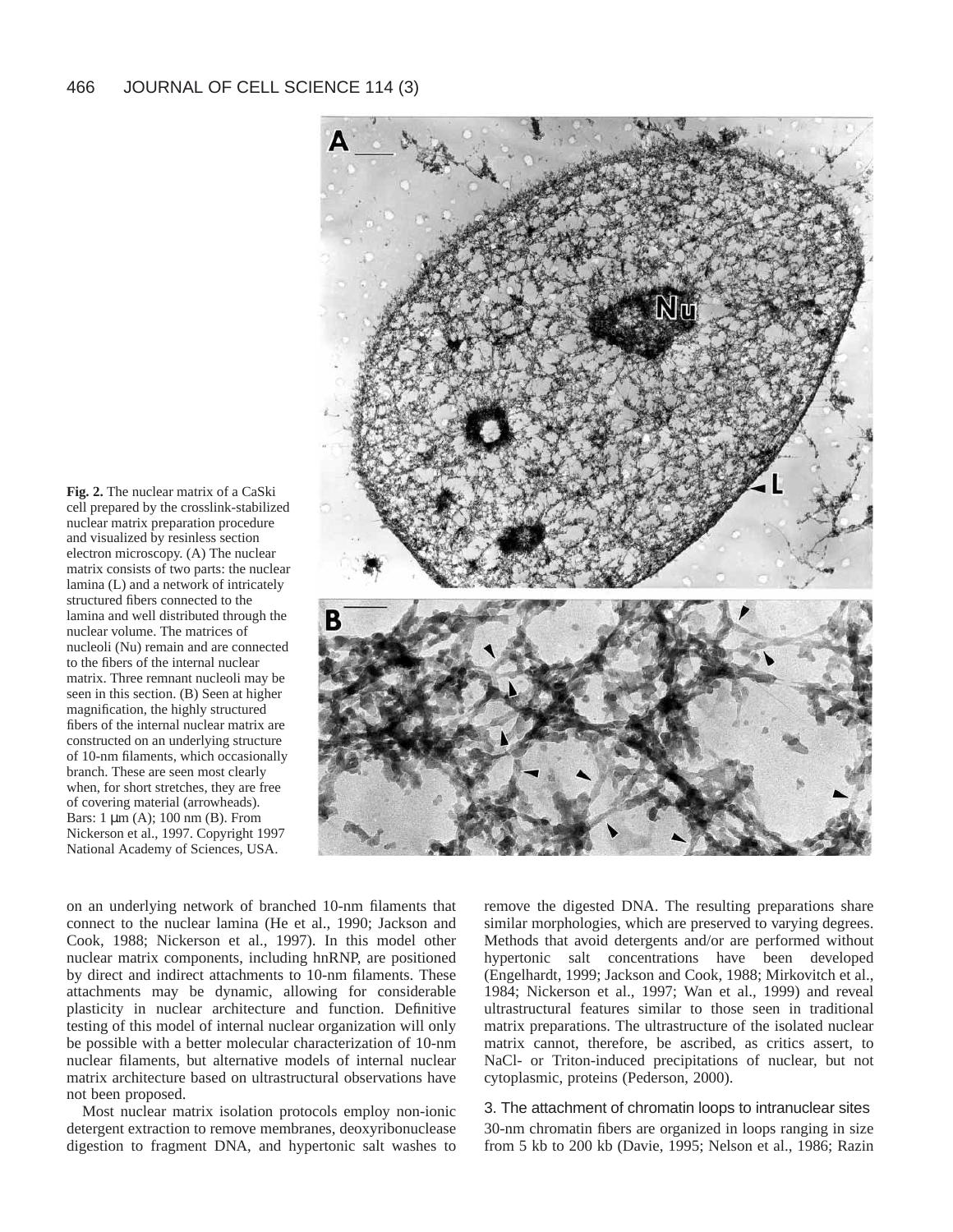**Fig. 2.** The nuclear matrix of a CaSki cell prepared by the crosslink-stabilized nuclear matrix preparation procedure and visualized by resinless section electron microscopy. (A) The nuclear matrix consists of two parts: the nuclear lamina (L) and a network of intricately structured fibers connected to the lamina and well distributed through the nuclear volume. The matrices of nucleoli (Nu) remain and are connected to the fibers of the internal nuclear matrix. Three remnant nucleoli may be seen in this section. (B) Seen at higher magnification, the highly structured fibers of the internal nuclear matrix are constructed on an underlying structure of 10-nm filaments, which occasionally branch. These are seen most clearly when, for short stretches, they are free of covering material (arrowheads). Bars: 1 μm (A); 100 nm (B). From Nickerson et al., 1997. Copyright 1997 National Academy of Sciences, USA.

on an underlying network of branched 10-nm filaments that connect to the nuclear lamina (He et al., 1990; Jackson and Cook, 1988; Nickerson et al., 1997). In this model other nuclear matrix components, including hnRNP, are positioned by direct and indirect attachments to 10-nm filaments. These attachments may be dynamic, allowing for considerable plasticity in nuclear architecture and function. Definitive testing of this model of internal nuclear organization will only be possible with a better molecular characterization of 10-nm nuclear filaments, but alternative models of internal nuclear matrix architecture based on ultrastructural observations have not been proposed.

Most nuclear matrix isolation protocols employ non-ionic detergent extraction to remove membranes, deoxyribonuclease digestion to fragment DNA, and hypertonic salt washes to remove the digested DNA. The resulting preparations share similar morphologies, which are preserved to varying degrees. Methods that avoid detergents and/or are performed without hypertonic salt concentrations have been developed (Engelhardt, 1999; Jackson and Cook, 1988; Mirkovitch et al., 1984; Nickerson et al., 1997; Wan et al., 1999) and reveal ultrastructural features similar to those seen in traditional matrix preparations. The ultrastructure of the isolated nuclear matrix cannot, therefore, be ascribed, as critics assert, to NaCl- or Triton-induced precipitations of nuclear, but not cytoplasmic, proteins (Pederson, 2000).

### 3. The attachment of chromatin loops to intranuclear sites

30-nm chromatin fibers are organized in loops ranging in size from 5 kb to 200 kb (Davie, 1995; Nelson et al., 1986; Razin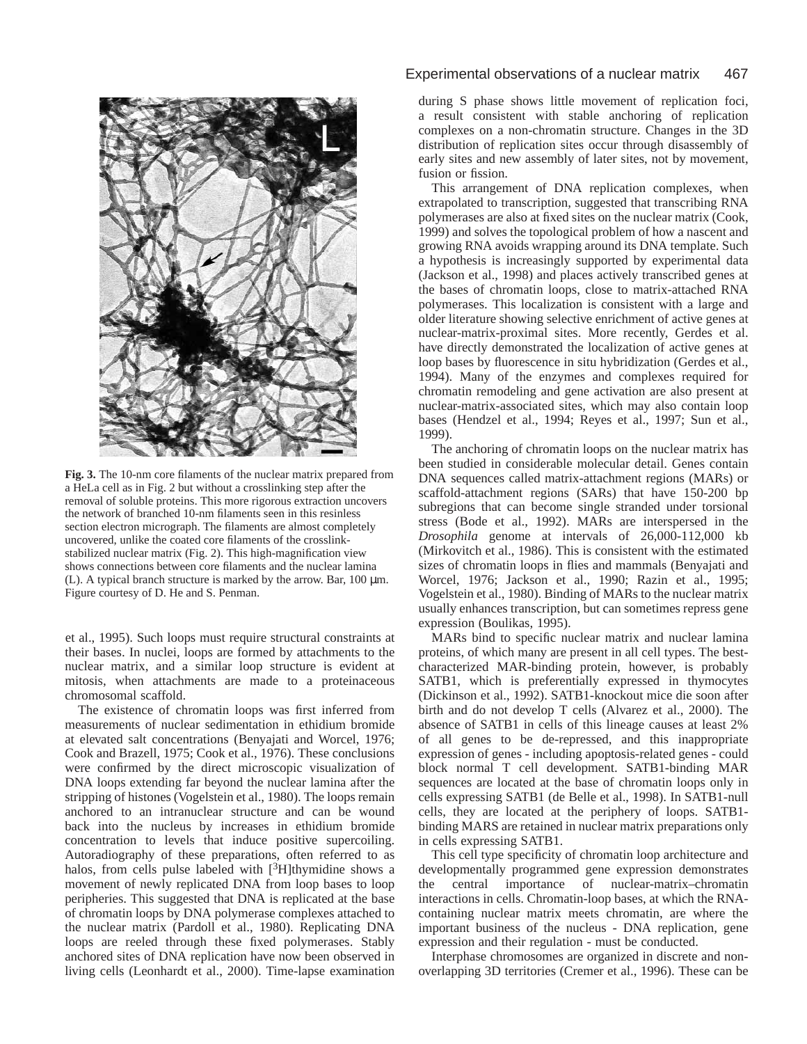**Fig. 3.** The 10-nm core filaments of the nuclear matrix prepared from a HeLa cell as in Fig. 2 but without a crosslinking step after the removal of soluble proteins. This more rigorous extraction uncovers the network of branched 10-nm filaments seen in this resinless section electron micrograph. The filaments are almost completely uncovered, unlike the coated core filaments of the crosslink-stabilized nuclear matrix (Fig. 2). This high-magnification view shows connections between core filaments and the nuclear lamina (L). A typical branch structure is marked by the arrow. Bar, 100 μm. Figure courtesy of D. He and S. Penman.

et al., 1995). Such loops must require structural constraints at their bases. In nuclei, loops are formed by attachments to the nuclear matrix, and a similar loop structure is evident at mitosis, when attachments are made to a proteinaceous chromosomal scaffold.

The existence of chromatin loops was first inferred from measurements of nuclear sedimentation in ethidium bromide at elevated salt concentrations (Benyajati and Worcel, 1976; Cook and Brazell, 1975; Cook et al., 1976). These conclusions were confirmed by the direct microscopic visualization of DNA loops extending far beyond the nuclear lamina after the stripping of histones (Vogelstein et al., 1980). The loops remain anchored to an intranuclear structure and can be wound back into the nucleus by increases in ethidium bromide concentration to levels that induce positive supercoiling. Autoradiography of these preparations, often referred to as halos, from cells pulse labeled with [$^{3}$H]thymidine shows a movement of newly replicated DNA from loop bases to loop peripheries. This suggested that DNA is replicated at the base of chromatin loops by DNA polymerase complexes attached to the nuclear matrix (Pardoll et al., 1980). Replicating DNA loops are reeled through these fixed polymerases. Stably anchored sites of DNA replication have now been observed in living cells (Leonhardt et al., 2000). Time-lapse examination during S phase shows little movement of replication foci, a result consistent with stable anchoring of replication complexes on a non-chromatin structure. Changes in the 3D distribution of replication sites occur through disassembly of early sites and new assembly of later sites, not by movement, fusion or fission.

This arrangement of DNA replication complexes, when extrapolated to transcription, suggested that transcribing RNA polymerases are also at fixed sites on the nuclear matrix (Cook, 1999) and solves the topological problem of how a nascent and growing RNA avoids wrapping around its DNA template. Such a hypothesis is increasingly supported by experimental data (Jackson et al., 1998) and places actively transcribed genes at the bases of chromatin loops, close to matrix-attached RNA polymerases. This localization is consistent with a large and older literature showing selective enrichment of active genes at nuclear-matrix-proximal sites. More recently, Gerdes et al. have directly demonstrated the localization of active genes at loop bases by fluorescence in situ hybridization (Gerdes et al., 1994). Many of the enzymes and complexes required for chromatin remodeling and gene activation are also present at nuclear-matrix-associated sites, which may also contain loop bases (Hendzel et al., 1994; Reyes et al., 1997; Sun et al., 1999).

The anchoring of chromatin loops on the nuclear matrix has been studied in considerable molecular detail. Genes contain DNA sequences called matrix-attachment regions (MARs) or scaffold-attachment regions (SARs) that have 150-200 bp subregions that can become single stranded under torsional stress (Bode et al., 1992). MARs are interspersed in the *Drosophila* genome at intervals of 26,000-112,000 kb (Mirkovitch et al., 1986). This is consistent with the estimated sizes of chromatin loops in flies and mammals (Benyajati and Worcel, 1976; Jackson et al., 1990; Razin et al., 1995; Vogelstein et al., 1980). Binding of MARs to the nuclear matrix usually enhances transcription, but can sometimes repress gene expression (Boulikas, 1995).

MARs bind to specific nuclear matrix and nuclear lamina proteins, of which many are present in all cell types. The best-characterized MAR-binding protein, however, is probably SATB1, which is preferentially expressed in thymocytes (Dickinson et al., 1992). SATB1-knockout mice die soon after birth and do not develop T cells (Alvarez et al., 2000). The absence of SATB1 in cells of this lineage causes at least 2% of all genes to be de-repressed, and this inappropriate expression of genes - including apoptosis-related genes - could block normal T cell development. SATB1-binding MAR sequences are located at the base of chromatin loops only in cells expressing SATB1 (de Belle et al., 1998). In SATB1-null cells, they are located at the periphery of loops. SATB1-binding MARS are retained in nuclear matrix preparations only in cells expressing SATB1.

This cell type specificity of chromatin loop architecture and developmentally programmed gene expression demonstrates the central importance of nuclear-matrix–chromatin interactions in cells. Chromatin-loop bases, at which the RNA-containing nuclear matrix meets chromatin, are where the important business of the nucleus - DNA replication, gene expression and their regulation - must be conducted.

Interphase chromosomes are organized in discrete and non-overlapping 3D territories (Cremer et al., 1996). These can be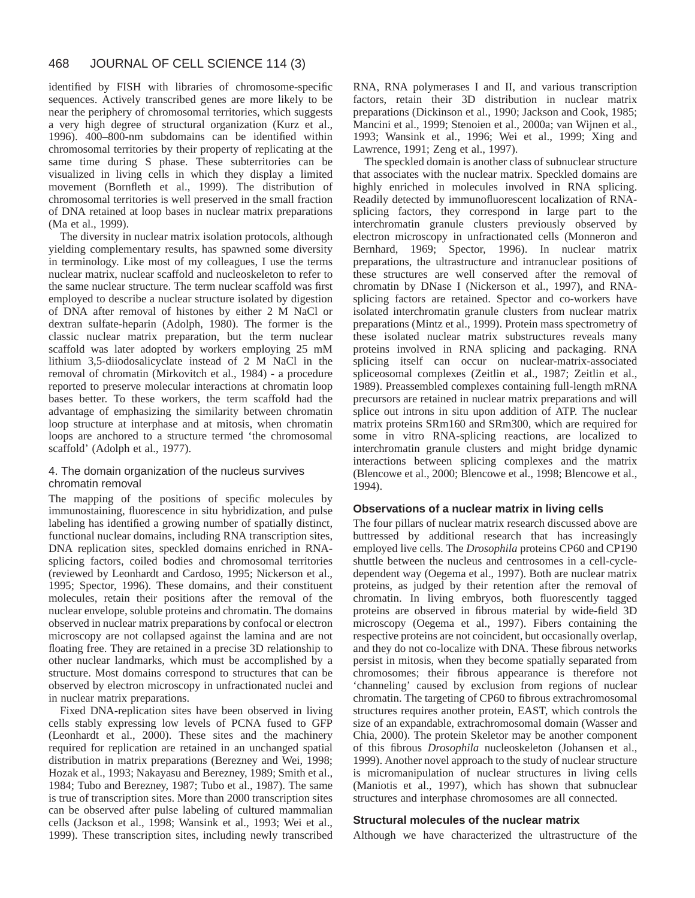identified by FISH with libraries of chromosome-specific sequences. Actively transcribed genes are more likely to be near the periphery of chromosomal territories, which suggests a very high degree of structural organization (Kurz et al., 1996). 400–800-nm subdomains can be identified within chromosomal territories by their property of replicating at the same time during S phase. These subterritories can be visualized in living cells in which they display a limited movement (Bornfleth et al., 1999). The distribution of chromosomal territories is well preserved in the small fraction of DNA retained at loop bases in nuclear matrix preparations (Ma et al., 1999).

The diversity in nuclear matrix isolation protocols, although yielding complementary results, has spawned some diversity in terminology. Like most of my colleagues, I use the terms nuclear matrix, nuclear scaffold and nucleoskeleton to refer to the same nuclear structure. The term nuclear scaffold was first employed to describe a nuclear structure isolated by digestion of DNA after removal of histones by either 2 M NaCl or dextran sulfate-heparin (Adolph, 1980). The former is the classic nuclear matrix preparation, but the term nuclear scaffold was later adopted by workers employing 25 mM lithium 3,5-diiodosalicyclate instead of 2 M NaCl in the removal of chromatin (Mirkovitch et al., 1984) - a procedure reported to preserve molecular interactions at chromatin loop bases better. To these workers, the term scaffold had the advantage of emphasizing the similarity between chromatin loop structure at interphase and at mitosis, when chromatin loops are anchored to a structure termed 'the chromosomal scaffold' (Adolph et al., 1977).

### 4. The domain organization of the nucleus survives chromatin removal

The mapping of the positions of specific molecules by immunostaining, fluorescence in situ hybridization, and pulse labeling has identified a growing number of spatially distinct, functional nuclear domains, including RNA transcription sites, DNA replication sites, speckled domains enriched in RNA-splicing factors, coiled bodies and chromosomal territories (reviewed by Leonhardt and Cardoso, 1995; Nickerson et al., 1995; Spector, 1996). These domains, and their constituent molecules, retain their positions after the removal of the nuclear envelope, soluble proteins and chromatin. The domains observed in nuclear matrix preparations by confocal or electron microscopy are not collapsed against the lamina and are not floating free. They are retained in a precise 3D relationship to other nuclear landmarks, which must be accomplished by a structure. Most domains correspond to structures that can be observed by electron microscopy in unfractionated nuclei and in nuclear matrix preparations.

Fixed DNA-replication sites have been observed in living cells stably expressing low levels of PCNA fused to GFP (Leonhardt et al., 2000). These sites and the machinery required for replication are retained in an unchanged spatial distribution in matrix preparations (Berezney and Wei, 1998; Hozak et al., 1993; Nakayasu and Berezney, 1989; Smith et al., 1984; Tubo and Berezney, 1987; Tubo et al., 1987). The same is true of transcription sites. More than 2000 transcription sites can be observed after pulse labeling of cultured mammalian cells (Jackson et al., 1998; Wansink et al., 1993; Wei et al., 1999). These transcription sites, including newly transcribed RNA, RNA polymerases I and II, and various transcription factors, retain their 3D distribution in nuclear matrix preparations (Dickinson et al., 1990; Jackson and Cook, 1985; Mancini et al., 1999; Stenoien et al., 2000a; van Wijnen et al., 1993; Wansink et al., 1996; Wei et al., 1999; Xing and Lawrence, 1991; Zeng et al., 1997).

The speckled domain is another class of subnuclear structure that associates with the nuclear matrix. Speckled domains are highly enriched in molecules involved in RNA splicing. Readily detected by immunofluorescent localization of RNA-splicing factors, they correspond in large part to the interchromatin granule clusters previously observed by electron microscopy in unfractionated cells (Monneron and Bernhard, 1969; Spector, 1996). In nuclear matrix preparations, the ultrastructure and intranuclear positions of these structures are well conserved after the removal of chromatin by DNase I (Nickerson et al., 1997), and RNA-splicing factors are retained. Spector and co-workers have isolated interchromatin granule clusters from nuclear matrix preparations (Mintz et al., 1999). Protein mass spectrometry of these isolated nuclear matrix substructures reveals many proteins involved in RNA splicing and packaging. RNA splicing itself can occur on nuclear-matrix-associated spliceosomal complexes (Zeitlin et al., 1987; Zeitlin et al., 1989). Preassembled complexes containing full-length mRNA precursors are retained in nuclear matrix preparations and will splice out introns in situ upon addition of ATP. The nuclear matrix proteins SRm160 and SRm300, which are required for some in vitro RNA-splicing reactions, are localized to interchromatin granule clusters and might bridge dynamic interactions between splicing complexes and the matrix (Blencowe et al., 2000; Blencowe et al., 1998; Blencowe et al., 1994).

## Observations of a nuclear matrix in living cells

The four pillars of nuclear matrix research discussed above are buttressed by additional research that has increasingly employed live cells. The *Drosophila* proteins CP60 and CP190 shuttle between the nucleus and centrosomes in a cell-cycle-dependent way (Oegema et al., 1997). Both are nuclear matrix proteins, as judged by their retention after the removal of chromatin. In living embryos, both fluorescently tagged proteins are observed in fibrous material by wide-field 3D microscopy (Oegema et al., 1997). Fibers containing the respective proteins are not coincident, but occasionally overlap, and they do not co-localize with DNA. These fibrous networks persist in mitosis, when they become spatially separated from chromosomes; their fibrous appearance is therefore not 'channeling' caused by exclusion from regions of nuclear chromatin. The targeting of CP60 to fibrous extrachromosomal structures requires another protein, EAST, which controls the size of an expandable, extrachromosomal domain (Wasser and Chia, 2000). The protein Skeletor may be another component of this fibrous *Drosophila* nucleoskeleton (Johansen et al., 1999). Another novel approach to the study of nuclear structure is micromanipulation of nuclear structures in living cells (Maniotis et al., 1997), which has shown that subnuclear structures and interphase chromosomes are all connected.

## Structural molecules of the nuclear matrix

Although we have characterized the ultrastructure of the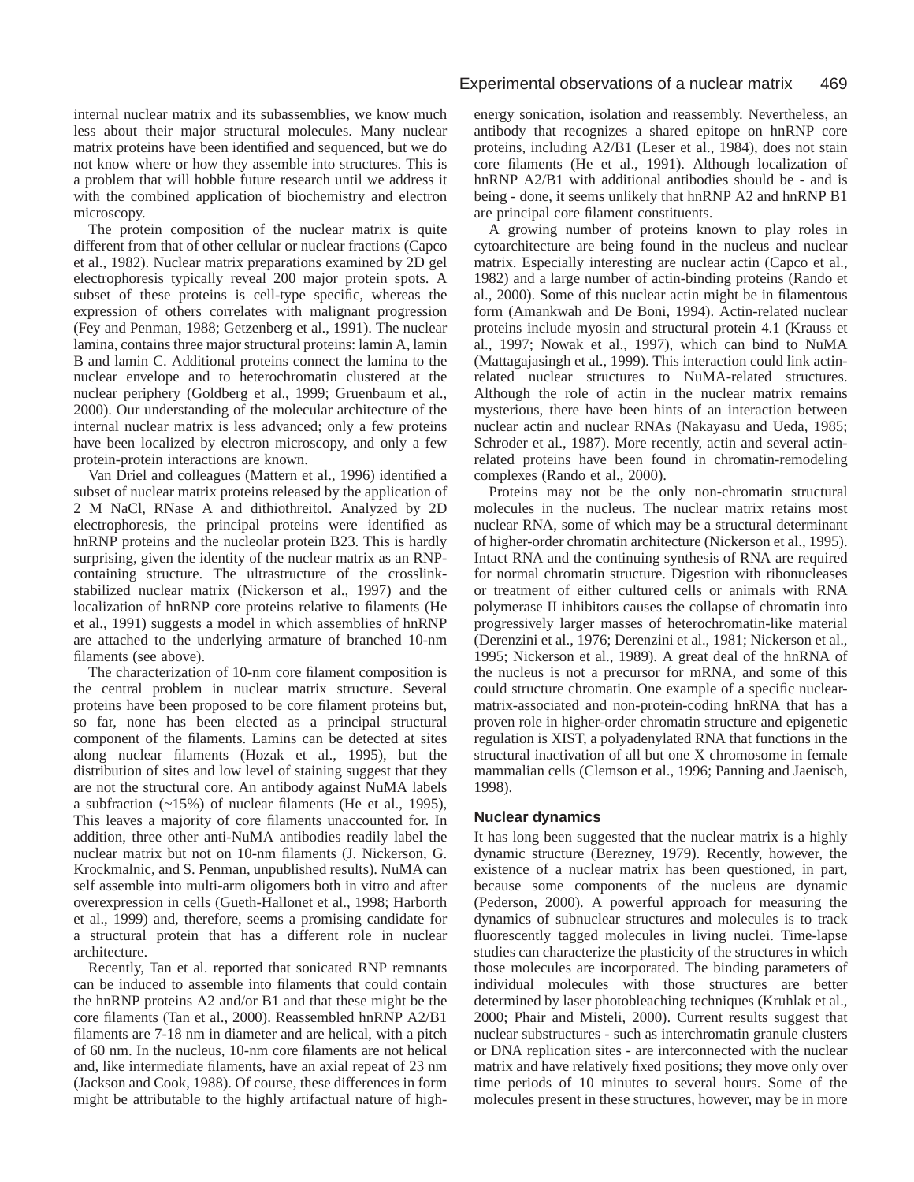internal nuclear matrix and its subassemblies, we know much less about their major structural molecules. Many nuclear matrix proteins have been identified and sequenced, but we do not know where or how they assemble into structures. This is a problem that will hobble future research until we address it with the combined application of biochemistry and electron microscopy.

The protein composition of the nuclear matrix is quite different from that of other cellular or nuclear fractions (Capco et al., 1982). Nuclear matrix preparations examined by 2D gel electrophoresis typically reveal 200 major protein spots. A subset of these proteins is cell-type specific, whereas the expression of others correlates with malignant progression (Fey and Penman, 1988; Getzenberg et al., 1991). The nuclear lamina, contains three major structural proteins: lamin A, lamin B and lamin C. Additional proteins connect the lamina to the nuclear envelope and to heterochromatin clustered at the nuclear periphery (Goldberg et al., 1999; Gruenbaum et al., 2000). Our understanding of the molecular architecture of the internal nuclear matrix is less advanced; only a few proteins have been localized by electron microscopy, and only a few protein-protein interactions are known.

Van Driel and colleagues (Mattern et al., 1996) identified a subset of nuclear matrix proteins released by the application of 2 M NaCl, RNase A and dithiothreitol. Analyzed by 2D electrophoresis, the principal proteins were identified as hnRNP proteins and the nucleolar protein B23. This is hardly surprising, given the identity of the nuclear matrix as an RNP-containing structure. The ultrastructure of the crosslink-stabilized nuclear matrix (Nickerson et al., 1997) and the localization of hnRNP core proteins relative to filaments (He et al., 1991) suggests a model in which assemblies of hnRNP are attached to the underlying armature of branched 10-nm filaments (see above).

The characterization of 10-nm core filament composition is the central problem in nuclear matrix structure. Several proteins have been proposed to be core filament proteins but, so far, none has been elected as a principal structural component of the filaments. Lamins can be detected at sites along nuclear filaments (Hozak et al., 1995), but the distribution of sites and low level of staining suggest that they are not the structural core. An antibody against NuMA labels a subfraction (~15%) of nuclear filaments (He et al., 1995), This leaves a majority of core filaments unaccounted for. In addition, three other anti-NuMA antibodies readily label the nuclear matrix but not on 10-nm filaments (J. Nickerson, G. Krockmalnic, and S. Penman, unpublished results). NuMA can self assemble into multi-arm oligomers both in vitro and after overexpression in cells (Gueth-Hallonet et al., 1998; Harborth et al., 1999) and, therefore, seems a promising candidate for a structural protein that has a different role in nuclear architecture.

Recently, Tan et al. reported that sonicated RNP remnants can be induced to assemble into filaments that could contain the hnRNP proteins A2 and/or B1 and that these might be the core filaments (Tan et al., 2000). Reassembled hnRNP A2/B1 filaments are 7-18 nm in diameter and are helical, with a pitch of 60 nm. In the nucleus, 10-nm core filaments are not helical and, like intermediate filaments, have an axial repeat of 23 nm (Jackson and Cook, 1988). Of course, these differences in form might be attributable to the highly artifactual nature of high-energy sonication, isolation and reassembly. Nevertheless, an antibody that recognizes a shared epitope on hnRNP core proteins, including A2/B1 (Leser et al., 1984), does not stain core filaments (He et al., 1991). Although localization of hnRNP A2/B1 with additional antibodies should be - and is being - done, it seems unlikely that hnRNP A2 and hnRNP B1 are principal core filament constituents.

A growing number of proteins known to play roles in cytoarchitecture are being found in the nucleus and nuclear matrix. Especially interesting are nuclear actin (Capco et al., 1982) and a large number of actin-binding proteins (Rando et al., 2000). Some of this nuclear actin might be in filamentous form (Amankwah and De Boni, 1994). Actin-related nuclear proteins include myosin and structural protein 4.1 (Krauss et al., 1997; Nowak et al., 1997), which can bind to NuMA (Mattagajasingh et al., 1999). This interaction could link actin-related nuclear structures to NuMA-related structures. Although the role of actin in the nuclear matrix remains mysterious, there have been hints of an interaction between nuclear actin and nuclear RNAs (Nakayasu and Ueda, 1985; Schroder et al., 1987). More recently, actin and several actin-related proteins have been found in chromatin-remodeling complexes (Rando et al., 2000).

Proteins may not be the only non-chromatin structural molecules in the nucleus. The nuclear matrix retains most nuclear RNA, some of which may be a structural determinant of higher-order chromatin architecture (Nickerson et al., 1995). Intact RNA and the continuing synthesis of RNA are required for normal chromatin structure. Digestion with ribonucleases or treatment of either cultured cells or animals with RNA polymerase II inhibitors causes the collapse of chromatin into progressively larger masses of heterochromatin-like material (Derenzini et al., 1976; Derenzini et al., 1981; Nickerson et al., 1995; Nickerson et al., 1989). A great deal of the hnRNA of the nucleus is not a precursor for mRNA, and some of this could structure chromatin. One example of a specific nuclear-matrix-associated and non-protein-coding hnRNA that has a proven role in higher-order chromatin structure and epigenetic regulation is XIST, a polyadenylated RNA that functions in the structural inactivation of all but one X chromosome in female mammalian cells (Clemson et al., 1996; Panning and Jaenisch, 1998).

### Nuclear dynamics

It has long been suggested that the nuclear matrix is a highly dynamic structure (Berezney, 1979). Recently, however, the existence of a nuclear matrix has been questioned, in part, because some components of the nucleus are dynamic (Pederson, 2000). A powerful approach for measuring the dynamics of subnuclear structures and molecules is to track fluorescently tagged molecules in living nuclei. Time-lapse studies can characterize the plasticity of the structures in which those molecules are incorporated. The binding parameters of individual molecules with those structures are better determined by laser photobleaching techniques (Kruhlak et al., 2000; Phair and Misteli, 2000). Current results suggest that nuclear substructures - such as interchromatin granule clusters or DNA replication sites - are interconnected with the nuclear matrix and have relatively fixed positions; they move only over time periods of 10 minutes to several hours. Some of the molecules present in these structures, however, may be in more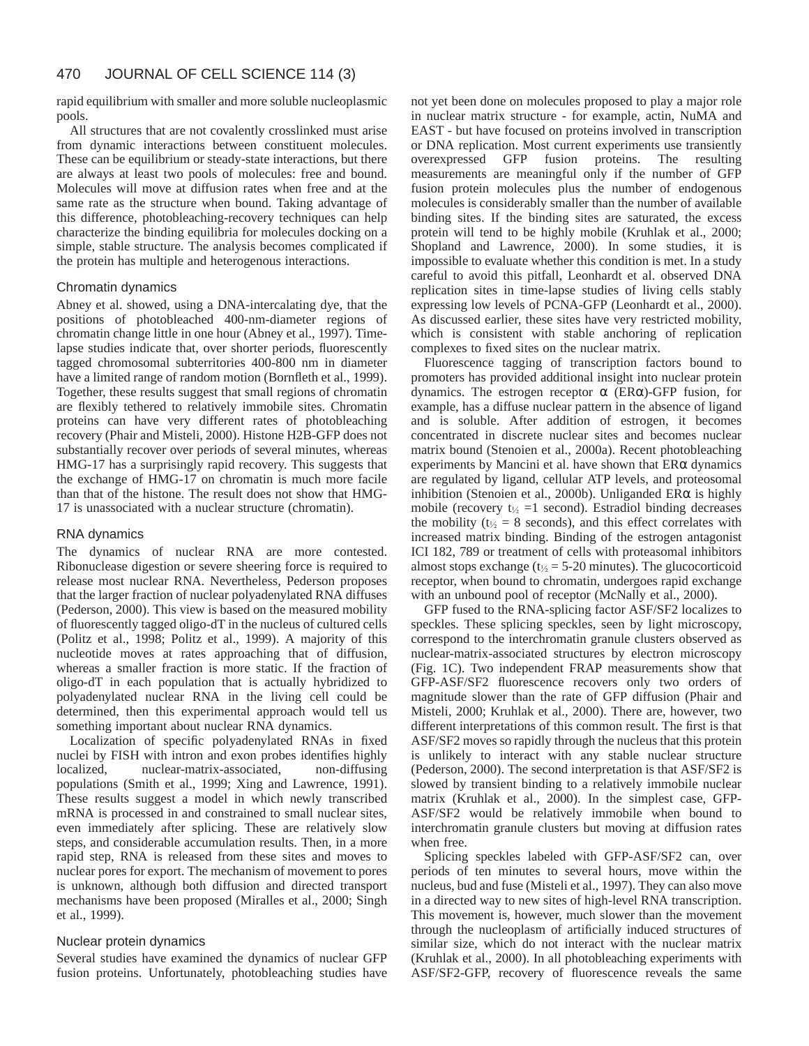rapid equilibrium with smaller and more soluble nucleoplasmic pools.

All structures that are not covalently crosslinked must arise from dynamic interactions between constituent molecules. These can be equilibrium or steady-state interactions, but there are always at least two pools of molecules: free and bound. Molecules will move at diffusion rates when free and at the same rate as the structure when bound. Taking advantage of this difference, photobleaching-recovery techniques can help characterize the binding equilibria for molecules docking on a simple, stable structure. The analysis becomes complicated if the protein has multiple and heterogenous interactions.

### Chromatin dynamics

Abney et al. showed, using a DNA-intercalating dye, that the positions of photobleached 400-nm-diameter regions of chromatin change little in one hour (Abney et al., 1997). Time-lapse studies indicate that, over shorter periods, fluorescently tagged chromosomal subterritories 400-800 nm in diameter have a limited range of random motion (Bornfleth et al., 1999). Together, these results suggest that small regions of chromatin are flexibly tethered to relatively immobile sites. Chromatin proteins can have very different rates of photobleaching recovery (Phair and Misteli, 2000). Histone H2B-GFP does not substantially recover over periods of several minutes, whereas HMG-17 has a surprisingly rapid recovery. This suggests that the exchange of HMG-17 on chromatin is much more facile than that of the histone. The result does not show that HMG-17 is unassociated with a nuclear structure (chromatin).

### RNA dynamics

The dynamics of nuclear RNA are more contested. Ribonuclease digestion or severe sheering force is required to release most nuclear RNA. Nevertheless, Pederson proposes that the larger fraction of nuclear polyadenylated RNA diffuses (Pederson, 2000). This view is based on the measured mobility of fluorescently tagged oligo-dT in the nucleus of cultured cells (Politz et al., 1998; Politz et al., 1999). A majority of this nucleotide moves at rates approaching that of diffusion, whereas a smaller fraction is more static. If the fraction of oligo-dT in each population that is actually hybridized to polyadenylated nuclear RNA in the living cell could be determined, then this experimental approach would tell us something important about nuclear RNA dynamics.

Localization of specific polyadenylated RNAs in fixed nuclei by FISH with intron and exon probes identifies highly localized, nuclear-matrix-associated, non-diffusing populations (Smith et al., 1999; Xing and Lawrence, 1991). These results suggest a model in which newly transcribed mRNA is processed in and constrained to small nuclear sites, even immediately after splicing. These are relatively slow steps, and considerable accumulation results. Then, in a more rapid step, RNA is released from these sites and moves to nuclear pores for export. The mechanism of movement to pores is unknown, although both diffusion and directed transport mechanisms have been proposed (Miralles et al., 2000; Singh et al., 1999).

### Nuclear protein dynamics

Several studies have examined the dynamics of nuclear GFP fusion proteins. Unfortunately, photobleaching studies have not yet been done on molecules proposed to play a major role in nuclear matrix structure - for example, actin, NuMA and EAST - but have focused on proteins involved in transcription or DNA replication. Most current experiments use transiently overexpressed GFP fusion proteins. The resulting measurements are meaningful only if the number of GFP fusion protein molecules plus the number of endogenous molecules is considerably smaller than the number of available binding sites. If the binding sites are saturated, the excess protein will tend to be highly mobile (Kruhlak et al., 2000; Shopland and Lawrence, 2000). In some studies, it is impossible to evaluate whether this condition is met. In a study careful to avoid this pitfall, Leonhardt et al. observed DNA replication sites in time-lapse studies of living cells stably expressing low levels of PCNA-GFP (Leonhardt et al., 2000). As discussed earlier, these sites have very restricted mobility, which is consistent with stable anchoring of replication complexes to fixed sites on the nuclear matrix.

Fluorescence tagging of transcription factors bound to promoters has provided additional insight into nuclear protein dynamics. The estrogen receptor α (ERα)-GFP fusion, for example, has a diffuse nuclear pattern in the absence of ligand and is soluble. After addition of estrogen, it becomes concentrated in discrete nuclear sites and becomes nuclear matrix bound (Stenoien et al., 2000a). Recent photobleaching experiments by Mancini et al. have shown that ERα dynamics are regulated by ligand, cellular ATP levels, and proteosomal inhibition (Stenoien et al., 2000b). Unliganded ERα is highly mobile (recovery $t_{½}$ =1 second). Estradiol binding decreases the mobility ($t_{½}$ = 8 seconds), and this effect correlates with increased matrix binding. Binding of the estrogen antagonist ICI 182, 789 or treatment of cells with proteasomal inhibitors almost stops exchange ($t_{½}$ = 5-20 minutes). The glucocorticoid receptor, when bound to chromatin, undergoes rapid exchange with an unbound pool of receptor (McNally et al., 2000).

GFP fused to the RNA-splicing factor ASF/SF2 localizes to speckles. These splicing speckles, seen by light microscopy, correspond to the interchromatin granule clusters observed as nuclear-matrix-associated structures by electron microscopy (Fig. 1C). Two independent FRAP measurements show that GFP-ASF/SF2 fluorescence recovers only two orders of magnitude slower than the rate of GFP diffusion (Phair and Misteli, 2000; Kruhlak et al., 2000). There are, however, two different interpretations of this common result. The first is that ASF/SF2 moves so rapidly through the nucleus that this protein is unlikely to interact with any stable nuclear structure (Pederson, 2000). The second interpretation is that ASF/SF2 is slowed by transient binding to a relatively immobile nuclear matrix (Kruhlak et al., 2000). In the simplest case, GFP-ASF/SF2 would be relatively immobile when bound to interchromatin granule clusters but moving at diffusion rates when free.

Splicing speckles labeled with GFP-ASF/SF2 can, over periods of ten minutes to several hours, move within the nucleus, bud and fuse (Misteli et al., 1997). They can also move in a directed way to new sites of high-level RNA transcription. This movement is, however, much slower than the movement through the nucleoplasm of artificially induced structures of similar size, which do not interact with the nuclear matrix (Kruhlak et al., 2000). In all photobleaching experiments with ASF/SF2-GFP, recovery of fluorescence reveals the same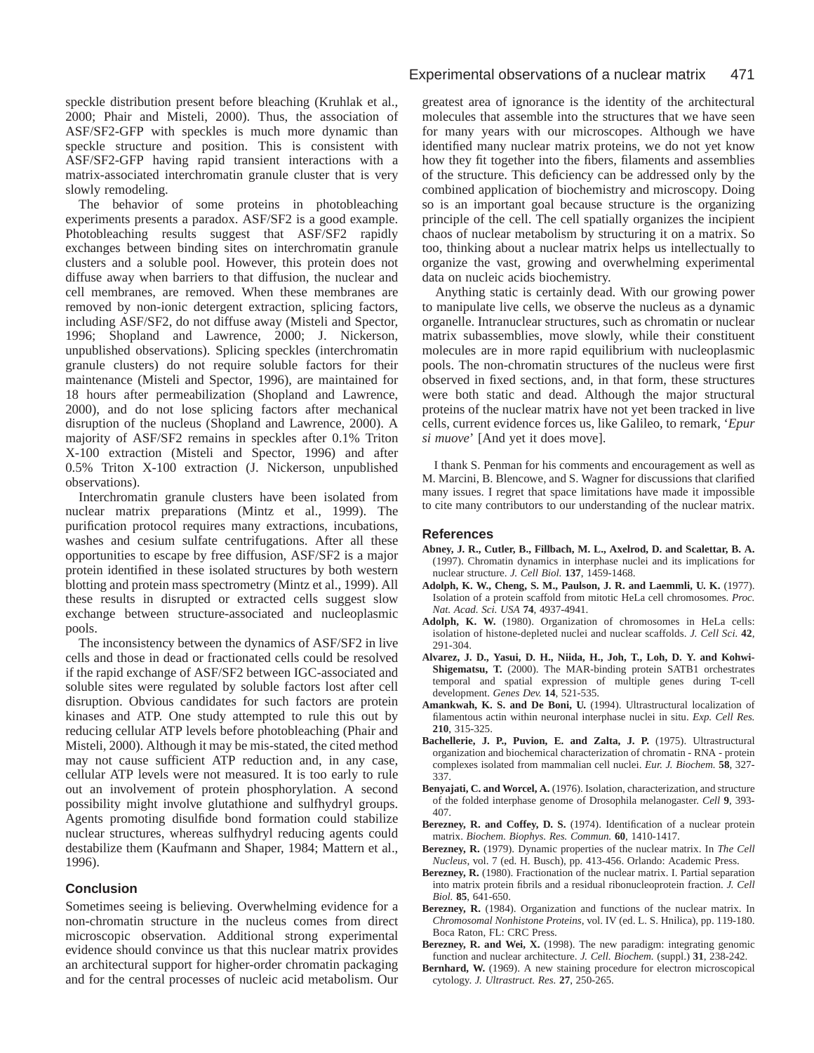speckle distribution present before bleaching (Kruhlak et al., 2000; Phair and Misteli, 2000). Thus, the association of ASF/SF2-GFP with speckles is much more dynamic than speckle structure and position. This is consistent with ASF/SF2-GFP having rapid transient interactions with a matrix-associated interchromatin granule cluster that is very slowly remodeling.

The behavior of some proteins in photobleaching experiments presents a paradox. ASF/SF2 is a good example. Photobleaching results suggest that ASF/SF2 rapidly exchanges between binding sites on interchromatin granule clusters and a soluble pool. However, this protein does not diffuse away when barriers to that diffusion, the nuclear and cell membranes, are removed. When these membranes are removed by non-ionic detergent extraction, splicing factors, including ASF/SF2, do not diffuse away (Misteli and Spector, 1996; Shopland and Lawrence, 2000; J. Nickerson, unpublished observations). Splicing speckles (interchromatin granule clusters) do not require soluble factors for their maintenance (Misteli and Spector, 1996), are maintained for 18 hours after permeabilization (Shopland and Lawrence, 2000), and do not lose splicing factors after mechanical disruption of the nucleus (Shopland and Lawrence, 2000). A majority of ASF/SF2 remains in speckles after 0.1% Triton X-100 extraction (Misteli and Spector, 1996) and after 0.5% Triton X-100 extraction (J. Nickerson, unpublished observations).

Interchromatin granule clusters have been isolated from nuclear matrix preparations (Mintz et al., 1999). The purification protocol requires many extractions, incubations, washes and cesium sulfate centrifugations. After all these opportunities to escape by free diffusion, ASF/SF2 is a major protein identified in these isolated structures by both western blotting and protein mass spectrometry (Mintz et al., 1999). All these results in disrupted or extracted cells suggest slow exchange between structure-associated and nucleoplasmic pools.

The inconsistency between the dynamics of ASF/SF2 in live cells and those in dead or fractionated cells could be resolved if the rapid exchange of ASF/SF2 between IGC-associated and soluble sites were regulated by soluble factors lost after cell disruption. Obvious candidates for such factors are protein kinases and ATP. One study attempted to rule this out by reducing cellular ATP levels before photobleaching (Phair and Misteli, 2000). Although it may be mis-stated, the cited method may not cause sufficient ATP reduction and, in any case, cellular ATP levels were not measured. It is too early to rule out an involvement of protein phosphorylation. A second possibility might involve glutathione and sulfhydryl groups. Agents promoting disulfide bond formation could stabilize nuclear structures, whereas sulfhydryl reducing agents could destabilize them (Kaufmann and Shaper, 1984; Mattern et al., 1996).

## Conclusion

Sometimes seeing is believing. Overwhelming evidence for a non-chromatin structure in the nucleus comes from direct microscopic observation. Additional strong experimental evidence should convince us that this nuclear matrix provides an architectural support for higher-order chromatin packaging and for the central processes of nucleic acid metabolism. Our greatest area of ignorance is the identity of the architectural molecules that assemble into the structures that we have seen for many years with our microscopes. Although we have identified many nuclear matrix proteins, we do not yet know how they fit together into the fibers, filaments and assemblies of the structure. This deficiency can be addressed only by the combined application of biochemistry and microscopy. Doing so is an important goal because structure is the organizing principle of the cell. The cell spatially organizes the incipient chaos of nuclear metabolism by structuring it on a matrix. So too, thinking about a nuclear matrix helps us intellectually to organize the vast, growing and overwhelming experimental data on nucleic acids biochemistry.

Anything static is certainly dead. With our growing power to manipulate live cells, we observe the nucleus as a dynamic organelle. Intranuclear structures, such as chromatin or nuclear matrix subassemblies, move slowly, while their constituent molecules are in more rapid equilibrium with nucleoplasmic pools. The non-chromatin structures of the nucleus were first observed in fixed sections, and, in that form, these structures were both static and dead. Although the major structural proteins of the nuclear matrix have not yet been tracked in live cells, current evidence forces us, like Galileo, to remark, '*Epur si muove*' [And yet it does move].

I thank S. Penman for his comments and encouragement as well as M. Marcini, B. Blencowe, and S. Wagner for discussions that clarified many issues. I regret that space limitations have made it impossible to cite many contributors to our understanding of the nuclear matrix.

## References

**Abney, J. R., Cutler, B., Fillbach, M. L., Axelrod, D. and Scalettar, B. A.** (1997). Chromatin dynamics in interphase nuclei and its implications for nuclear structure. *J. Cell Biol.* **137**, 1459-1468.

**Adolph, K. W., Cheng, S. M., Paulson, J. R. and Laemmli, U. K.** (1977). Isolation of a protein scaffold from mitotic HeLa cell chromosomes. *Proc. Nat. Acad. Sci. USA* **74**, 4937-4941.

**Adolph, K. W.** (1980). Organization of chromosomes in HeLa cells: isolation of histone-depleted nuclei and nuclear scaffolds. *J. Cell Sci.* **42**, 291-304.

**Alvarez, J. D., Yasui, D. H., Niida, H., Joh, T., Loh, D. Y. and Kohwi-Shigematsu, T.** (2000). The MAR-binding protein SATB1 orchestrates temporal and spatial expression of multiple genes during T-cell development. *Genes Dev.* **14**, 521-535.

**Amankwah, K. S. and De Boni, U.** (1994). Ultrastructural localization of filamentous actin within neuronal interphase nuclei in situ. *Exp. Cell Res.* **210**, 315-325.

**Bachellerie, J. P., Puvion, E. and Zalta, J. P.** (1975). Ultrastructural organization and biochemical characterization of chromatin - RNA - protein complexes isolated from mammalian cell nuclei. *Eur. J. Biochem.* **58**, 327-337.

**Benyajati, C. and Worcel, A.** (1976). Isolation, characterization, and structure of the folded interphase genome of Drosophila melanogaster. *Cell* **9**, 393-407.

**Berezney, R. and Coffey, D. S.** (1974). Identification of a nuclear protein matrix. *Biochem. Biophys. Res. Commun.* **60**, 1410-1417.

**Berezney, R.** (1979). Dynamic properties of the nuclear matrix. In *The Cell Nucleus*, vol. 7 (ed. H. Busch), pp. 413-456. Orlando: Academic Press.

**Berezney, R.** (1980). Fractionation of the nuclear matrix. I. Partial separation into matrix protein fibrils and a residual ribonucleoprotein fraction. *J. Cell Biol.* **85**, 641-650.

**Berezney, R.** (1984). Organization and functions of the nuclear matrix. In *Chromosomal Nonhistone Proteins*, vol. IV (ed. L. S. Hnilica), pp. 119-180. Boca Raton, FL: CRC Press.

**Berezney, R. and Wei, X.** (1998). The new paradigm: integrating genomic function and nuclear architecture. *J. Cell. Biochem.* (suppl.) **31**, 238-242.

**Bernhard, W.** (1969). A new staining procedure for electron microscopical cytology. *J. Ultrastruct. Res.* **27**, 250-265.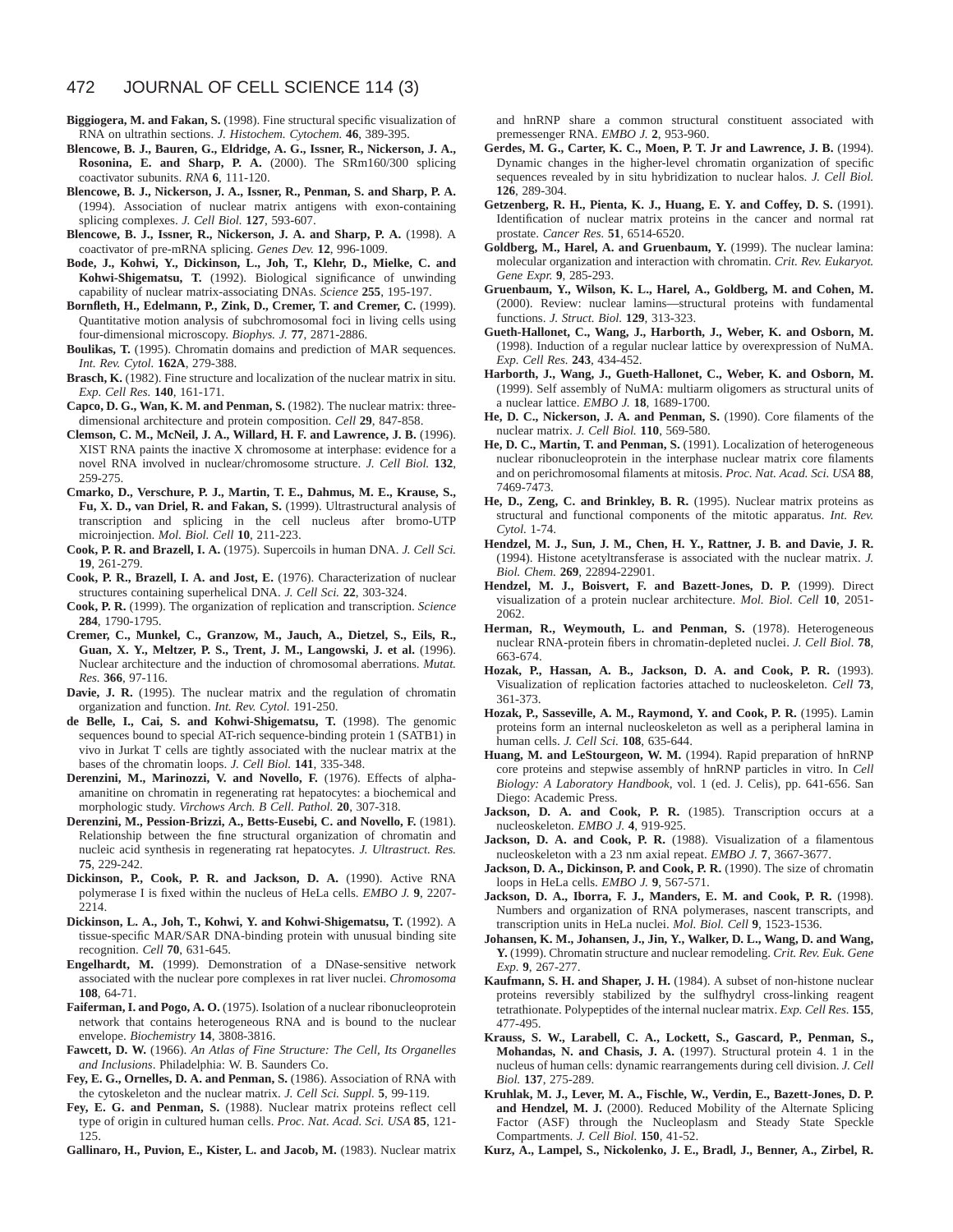**Biggiogera, M. and Fakan, S.** (1998). Fine structural specific visualization of RNA on ultrathin sections. *J. Histochem. Cytochem.* **46**, 389-395.

**Blencowe, B. J., Bauren, G., Eldridge, A. G., Issner, R., Nickerson, J. A., Rosonina, E. and Sharp, P. A.** (2000). The SRm160/300 splicing coactivator subunits. *RNA* **6**, 111-120.

**Blencowe, B. J., Nickerson, J. A., Issner, R., Penman, S. and Sharp, P. A.** (1994). Association of nuclear matrix antigens with exon-containing splicing complexes. *J. Cell Biol.* **127**, 593-607.

**Blencowe, B. J., Issner, R., Nickerson, J. A. and Sharp, P. A.** (1998). A coactivator of pre-mRNA splicing. *Genes Dev.* **12**, 996-1009.

**Bode, J., Kohwi, Y., Dickinson, L., Joh, T., Klehr, D., Mielke, C. and Kohwi-Shigematsu, T.** (1992). Biological significance of unwinding capability of nuclear matrix-associating DNAs. *Science* **255**, 195-197.

**Bornfleth, H., Edelmann, P., Zink, D., Cremer, T. and Cremer, C.** (1999). Quantitative motion analysis of subchromosomal foci in living cells using four-dimensional microscopy. *Biophys. J.* **77**, 2871-2886.

**Boulikas, T.** (1995). Chromatin domains and prediction of MAR sequences. *Int. Rev. Cytol.* **162A**, 279-388.

**Brasch, K.** (1982). Fine structure and localization of the nuclear matrix in situ. *Exp. Cell Res.* **140**, 161-171.

**Capco, D. G., Wan, K. M. and Penman, S.** (1982). The nuclear matrix: three-dimensional architecture and protein composition. *Cell* **29**, 847-858.

**Clemson, C. M., McNeil, J. A., Willard, H. F. and Lawrence, J. B.** (1996). XIST RNA paints the inactive X chromosome at interphase: evidence for a novel RNA involved in nuclear/chromosome structure. *J. Cell Biol.* **132**, 259-275.

**Cmarko, D., Verschure, P. J., Martin, T. E., Dahmus, M. E., Krause, S., Fu, X. D., van Driel, R. and Fakan, S.** (1999). Ultrastructural analysis of transcription and splicing in the cell nucleus after bromo-UTP microinjection. *Mol. Biol. Cell* **10**, 211-223.

**Cook, P. R. and Brazell, I. A.** (1975). Supercoils in human DNA. *J. Cell Sci.* **19**, 261-279.

**Cook, P. R., Brazell, I. A. and Jost, E.** (1976). Characterization of nuclear structures containing superhelical DNA. *J. Cell Sci.* **22**, 303-324.

**Cook, P. R.** (1999). The organization of replication and transcription. *Science* **284**, 1790-1795.

**Cremer, C., Munkel, C., Granzow, M., Jauch, A., Dietzel, S., Eils, R., Guan, X. Y., Meltzer, P. S., Trent, J. M., Langowski, J. et al.** (1996). Nuclear architecture and the induction of chromosomal aberrations. *Mutat. Res.* **366**, 97-116.

**Davie, J. R.** (1995). The nuclear matrix and the regulation of chromatin organization and function. *Int. Rev. Cytol.* 191-250.

**de Belle, I., Cai, S. and Kohwi-Shigematsu, T.** (1998). The genomic sequences bound to special AT-rich sequence-binding protein 1 (SATB1) in vivo in Jurkat T cells are tightly associated with the nuclear matrix at the bases of the chromatin loops. *J. Cell Biol.* **141**, 335-348.

**Derenzini, M., Marinozzi, V. and Novello, F.** (1976). Effects of alpha-amanitine on chromatin in regenerating rat hepatocytes: a biochemical and morphologic study. *Virchows Arch. B Cell. Pathol.* **20**, 307-318.

**Derenzini, M., Pession-Brizzi, A., Betts-Eusebi, C. and Novello, F.** (1981). Relationship between the fine structural organization of chromatin and nucleic acid synthesis in regenerating rat hepatocytes. *J. Ultrastruct. Res.* **75**, 229-242.

**Dickinson, P., Cook, P. R. and Jackson, D. A.** (1990). Active RNA polymerase I is fixed within the nucleus of HeLa cells. *EMBO J.* **9**, 2207-2214.

**Dickinson, L. A., Joh, T., Kohwi, Y. and Kohwi-Shigematsu, T.** (1992). A tissue-specific MAR/SAR DNA-binding protein with unusual binding site recognition. *Cell* **70**, 631-645.

**Engelhardt, M.** (1999). Demonstration of a DNase-sensitive network associated with the nuclear pore complexes in rat liver nuclei. *Chromosoma* **108**, 64-71.

**Faiferman, I. and Pogo, A. O.** (1975). Isolation of a nuclear ribonucleoprotein network that contains heterogeneous RNA and is bound to the nuclear envelope. *Biochemistry* **14**, 3808-3816.

**Fawcett, D. W.** (1966). *An Atlas of Fine Structure: The Cell, Its Organelles and Inclusions*. Philadelphia: W. B. Saunders Co.

**Fey, E. G., Ornelles, D. A. and Penman, S.** (1986). Association of RNA with the cytoskeleton and the nuclear matrix. *J. Cell Sci. Suppl.* **5**, 99-119.

**Fey, E. G. and Penman, S.** (1988). Nuclear matrix proteins reflect cell type of origin in cultured human cells. *Proc. Nat. Acad. Sci. USA* **85**, 121-125.

**Gallinaro, H., Puvion, E., Kister, L. and Jacob, M.** (1983). Nuclear matrix and hnRNP share a common structural constituent associated with premessenger RNA. *EMBO J.* **2**, 953-960.

**Gerdes, M. G., Carter, K. C., Moen, P. T. Jr and Lawrence, J. B.** (1994). Dynamic changes in the higher-level chromatin organization of specific sequences revealed by in situ hybridization to nuclear halos. *J. Cell Biol.* **126**, 289-304.

**Getzenberg, R. H., Pienta, K. J., Huang, E. Y. and Coffey, D. S.** (1991). Identification of nuclear matrix proteins in the cancer and normal rat prostate. *Cancer Res.* **51**, 6514-6520.

**Goldberg, M., Harel, A. and Gruenbaum, Y.** (1999). The nuclear lamina: molecular organization and interaction with chromatin. *Crit. Rev. Eukaryot. Gene Expr.* **9**, 285-293.

**Gruenbaum, Y., Wilson, K. L., Harel, A., Goldberg, M. and Cohen, M.** (2000). Review: nuclear lamins—structural proteins with fundamental functions. *J. Struct. Biol.* **129**, 313-323.

**Gueth-Hallonet, C., Wang, J., Harborth, J., Weber, K. and Osborn, M.** (1998). Induction of a regular nuclear lattice by overexpression of NuMA. *Exp. Cell Res.* **243**, 434-452.

**Harborth, J., Wang, J., Gueth-Hallonet, C., Weber, K. and Osborn, M.** (1999). Self assembly of NuMA: multiarm oligomers as structural units of a nuclear lattice. *EMBO J.* **18**, 1689-1700.

**He, D. C., Nickerson, J. A. and Penman, S.** (1990). Core filaments of the nuclear matrix. *J. Cell Biol.* **110**, 569-580.

**He, D. C., Martin, T. and Penman, S.** (1991). Localization of heterogeneous nuclear ribonucleoprotein in the interphase nuclear matrix core filaments and on perichromosomal filaments at mitosis. *Proc. Nat. Acad. Sci. USA* **88**, 7469-7473.

**He, D., Zeng, C. and Brinkley, B. R.** (1995). Nuclear matrix proteins as structural and functional components of the mitotic apparatus. *Int. Rev. Cytol.* 1-74.

**Hendzel, M. J., Sun, J. M., Chen, H. Y., Rattner, J. B. and Davie, J. R.** (1994). Histone acetyltransferase is associated with the nuclear matrix. *J. Biol. Chem.* **269**, 22894-22901.

**Hendzel, M. J., Boisvert, F. and Bazett-Jones, D. P.** (1999). Direct visualization of a protein nuclear architecture. *Mol. Biol. Cell* **10**, 2051-2062.

**Herman, R., Weymouth, L. and Penman, S.** (1978). Heterogeneous nuclear RNA-protein fibers in chromatin-depleted nuclei. *J. Cell Biol.* **78**, 663-674.

**Hozak, P., Hassan, A. B., Jackson, D. A. and Cook, P. R.** (1993). Visualization of replication factories attached to nucleoskeleton. *Cell* **73**, 361-373.

**Hozak, P., Sasseville, A. M., Raymond, Y. and Cook, P. R.** (1995). Lamin proteins form an internal nucleoskeleton as well as a peripheral lamina in human cells. *J. Cell Sci.* **108**, 635-644.

**Huang, M. and LeStourgeon, W. M.** (1994). Rapid preparation of hnRNP core proteins and stepwise assembly of hnRNP particles in vitro. In *Cell Biology: A Laboratory Handbook*, vol. 1 (ed. J. Celis), pp. 641-656. San Diego: Academic Press.

**Jackson, D. A. and Cook, P. R.** (1985). Transcription occurs at a nucleoskeleton. *EMBO J.* **4**, 919-925.

**Jackson, D. A. and Cook, P. R.** (1988). Visualization of a filamentous nucleoskeleton with a 23 nm axial repeat. *EMBO J.* **7**, 3667-3677.

**Jackson, D. A., Dickinson, P. and Cook, P. R.** (1990). The size of chromatin loops in HeLa cells. *EMBO J.* **9**, 567-571.

**Jackson, D. A., Iborra, F. J., Manders, E. M. and Cook, P. R.** (1998). Numbers and organization of RNA polymerases, nascent transcripts, and transcription units in HeLa nuclei. *Mol. Biol. Cell* **9**, 1523-1536.

**Johansen, K. M., Johansen, J., Jin, Y., Walker, D. L., Wang, D. and Wang, Y.** (1999). Chromatin structure and nuclear remodeling. *Crit. Rev. Euk. Gene Exp.* **9**, 267-277.

**Kaufmann, S. H. and Shaper, J. H.** (1984). A subset of non-histone nuclear proteins reversibly stabilized by the sulfhydryl cross-linking reagent tetrathionate. Polypeptides of the internal nuclear matrix. *Exp. Cell Res.* **155**, 477-495.

**Krauss, S. W., Larabell, C. A., Lockett, S., Gascard, P., Penman, S., Mohandas, N. and Chasis, J. A.** (1997). Structural protein 4. 1 in the nucleus of human cells: dynamic rearrangements during cell division. *J. Cell Biol.* **137**, 275-289.

**Kruhlak, M. J., Lever, M. A., Fischle, W., Verdin, E., Bazett-Jones, D. P. and Hendzel, M. J.** (2000). Reduced Mobility of the Alternate Splicing Factor (ASF) through the Nucleoplasm and Steady State Speckle Compartments. *J. Cell Biol.* **150**, 41-52.

**Kurz, A., Lampel, S., Nickolenko, J. E., Bradl, J., Benner, A., Zirbel, R.**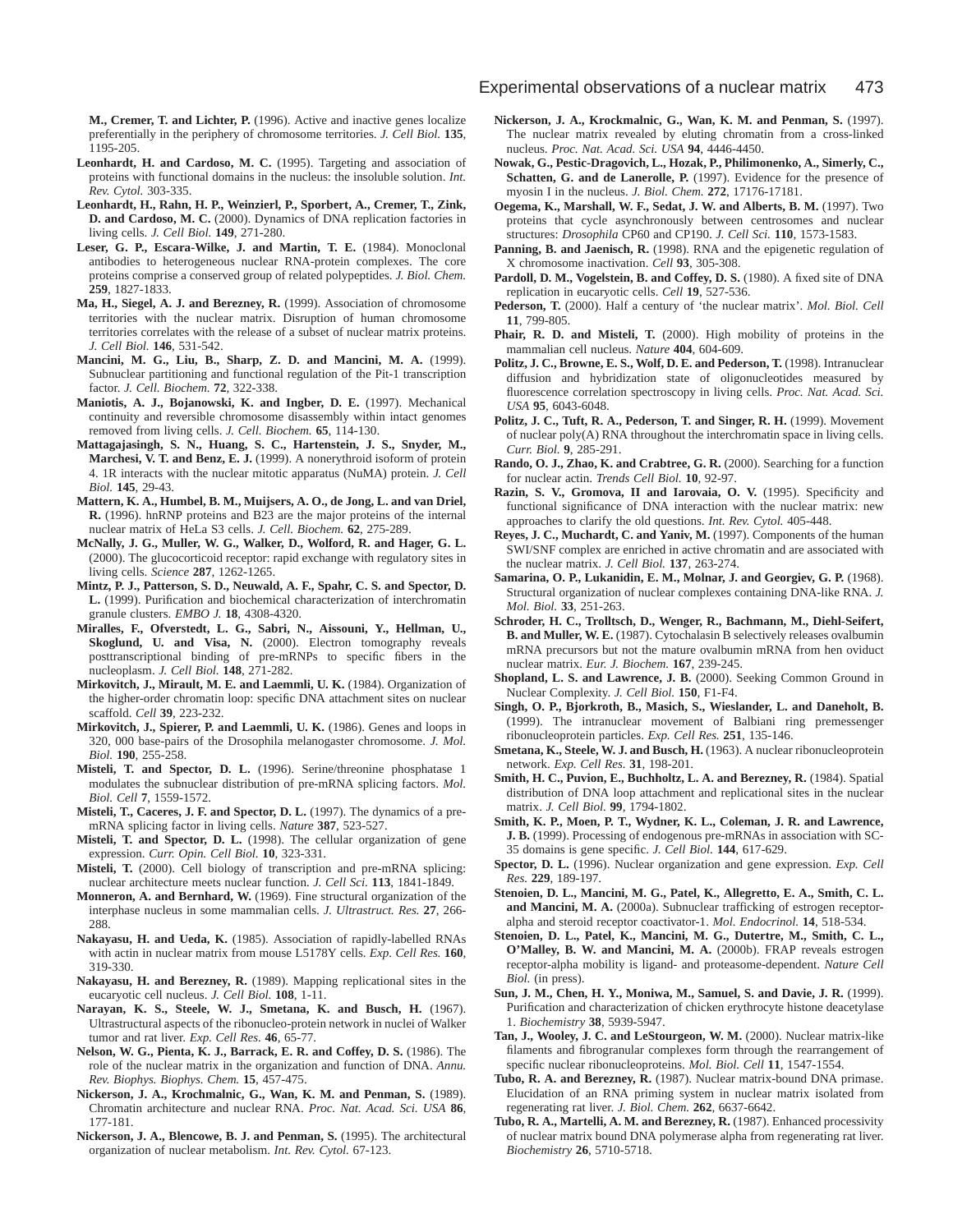**M., Cremer, T. and Lichter, P.** (1996). Active and inactive genes localize preferentially in the periphery of chromosome territories. *J. Cell Biol.* **135**, 1195-205.

**Leonhardt, H. and Cardoso, M. C.** (1995). Targeting and association of proteins with functional domains in the nucleus: the insoluble solution. *Int. Rev. Cytol.* 303-335.

**Leonhardt, H., Rahn, H. P., Weinzierl, P., Sporbert, A., Cremer, T., Zink, D. and Cardoso, M. C.** (2000). Dynamics of DNA replication factories in living cells. *J. Cell Biol.* **149**, 271-280.

**Leser, G. P., Escara-Wilke, J. and Martin, T. E.** (1984). Monoclonal antibodies to heterogeneous nuclear RNA-protein complexes. The core proteins comprise a conserved group of related polypeptides. *J. Biol. Chem.* **259**, 1827-1833.

**Ma, H., Siegel, A. J. and Berezney, R.** (1999). Association of chromosome territories with the nuclear matrix. Disruption of human chromosome territories correlates with the release of a subset of nuclear matrix proteins. *J. Cell Biol.* **146**, 531-542.

**Mancini, M. G., Liu, B., Sharp, Z. D. and Mancini, M. A.** (1999). Subnuclear partitioning and functional regulation of the Pit-1 transcription factor. *J. Cell. Biochem.* **72**, 322-338.

**Maniotis, A. J., Bojanowski, K. and Ingber, D. E.** (1997). Mechanical continuity and reversible chromosome disassembly within intact genomes removed from living cells. *J. Cell. Biochem.* **65**, 114-130.

**Mattagajasingh, S. N., Huang, S. C., Hartenstein, J. S., Snyder, M., Marchesi, V. T. and Benz, E. J.** (1999). A nonerythroid isoform of protein 4. 1R interacts with the nuclear mitotic apparatus (NuMA) protein. *J. Cell Biol.* **145**, 29-43.

**Mattern, K. A., Humbel, B. M., Muijsers, A. O., de Jong, L. and van Driel, R.** (1996). hnRNP proteins and B23 are the major proteins of the internal nuclear matrix of HeLa S3 cells. *J. Cell. Biochem.* **62**, 275-289.

**McNally, J. G., Muller, W. G., Walker, D., Wolford, R. and Hager, G. L.** (2000). The glucocorticoid receptor: rapid exchange with regulatory sites in living cells. *Science* **287**, 1262-1265.

**Mintz, P. J., Patterson, S. D., Neuwald, A. F., Spahr, C. S. and Spector, D. L.** (1999). Purification and biochemical characterization of interchromatin granule clusters. *EMBO J.* **18**, 4308-4320.

**Miralles, F., Ofverstedt, L. G., Sabri, N., Aissouni, Y., Hellman, U., Skoglund, U. and Visa, N.** (2000). Electron tomography reveals posttranscriptional binding of pre-mRNPs to specific fibers in the nucleoplasm. *J. Cell Biol.* **148**, 271-282.

**Mirkovitch, J., Mirault, M. E. and Laemmli, U. K.** (1984). Organization of the higher-order chromatin loop: specific DNA attachment sites on nuclear scaffold. *Cell* **39**, 223-232.

**Mirkovitch, J., Spierer, P. and Laemmli, U. K.** (1986). Genes and loops in 320, 000 base-pairs of the Drosophila melanogaster chromosome. *J. Mol. Biol.* **190**, 255-258.

**Misteli, T. and Spector, D. L.** (1996). Serine/threonine phosphatase 1 modulates the subnuclear distribution of pre-mRNA splicing factors. *Mol. Biol. Cell* **7**, 1559-1572.

**Misteli, T., Caceres, J. F. and Spector, D. L.** (1997). The dynamics of a pre-mRNA splicing factor in living cells. *Nature* **387**, 523-527.

**Misteli, T. and Spector, D. L.** (1998). The cellular organization of gene expression. *Curr. Opin. Cell Biol.* **10**, 323-331.

**Misteli, T.** (2000). Cell biology of transcription and pre-mRNA splicing: nuclear architecture meets nuclear function. *J. Cell Sci.* **113**, 1841-1849.

**Monneron, A. and Bernhard, W.** (1969). Fine structural organization of the interphase nucleus in some mammalian cells. *J. Ultrastruct. Res.* **27**, 266-288.

**Nakayasu, H. and Ueda, K.** (1985). Association of rapidly-labelled RNAs with actin in nuclear matrix from mouse L5178Y cells. *Exp. Cell Res.* **160**, 319-330.

**Nakayasu, H. and Berezney, R.** (1989). Mapping replicational sites in the eucaryotic cell nucleus. *J. Cell Biol.* **108**, 1-11.

**Narayan, K. S., Steele, W. J., Smetana, K. and Busch, H.** (1967). Ultrastructural aspects of the ribonucleo-protein network in nuclei of Walker tumor and rat liver. *Exp. Cell Res.* **46**, 65-77.

**Nelson, W. G., Pienta, K. J., Barrack, E. R. and Coffey, D. S.** (1986). The role of the nuclear matrix in the organization and function of DNA. *Annu. Rev. Biophys. Biophys. Chem.* **15**, 457-475.

**Nickerson, J. A., Krochmalnic, G., Wan, K. M. and Penman, S.** (1989). Chromatin architecture and nuclear RNA. *Proc. Nat. Acad. Sci. USA* **86**, 177-181.

**Nickerson, J. A., Blencowe, B. J. and Penman, S.** (1995). The architectural organization of nuclear metabolism. *Int. Rev. Cytol.* 67-123.

**Nickerson, J. A., Krockmalnic, G., Wan, K. M. and Penman, S.** (1997). The nuclear matrix revealed by eluting chromatin from a cross-linked nucleus. *Proc. Nat. Acad. Sci. USA* **94**, 4446-4450.

**Nowak, G., Pestic-Dragovich, L., Hozak, P., Philimonenko, A., Simerly, C., Schatten, G. and de Lanerolle, P.** (1997). Evidence for the presence of myosin I in the nucleus. *J. Biol. Chem.* **272**, 17176-17181.

**Oegema, K., Marshall, W. F., Sedat, J. W. and Alberts, B. M.** (1997). Two proteins that cycle asynchronously between centrosomes and nuclear structures: *Drosophila* CP60 and CP190. *J. Cell Sci.* **110**, 1573-1583.

**Panning, B. and Jaenisch, R.** (1998). RNA and the epigenetic regulation of X chromosome inactivation. *Cell* **93**, 305-308.

**Pardoll, D. M., Vogelstein, B. and Coffey, D. S.** (1980). A fixed site of DNA replication in eucaryotic cells. *Cell* **19**, 527-536.

**Pederson, T.** (2000). Half a century of 'the nuclear matrix'. *Mol. Biol. Cell* **11**, 799-805.

**Phair, R. D. and Misteli, T.** (2000). High mobility of proteins in the mammalian cell nucleus. *Nature* **404**, 604-609.

**Politz, J. C., Browne, E. S., Wolf, D. E. and Pederson, T.** (1998). Intranuclear diffusion and hybridization state of oligonucleotides measured by fluorescence correlation spectroscopy in living cells. *Proc. Nat. Acad. Sci. USA* **95**, 6043-6048.

**Politz, J. C., Tuft, R. A., Pederson, T. and Singer, R. H.** (1999). Movement of nuclear poly(A) RNA throughout the interchromatin space in living cells. *Curr. Biol.* **9**, 285-291.

**Rando, O. J., Zhao, K. and Crabtree, G. R.** (2000). Searching for a function for nuclear actin. *Trends Cell Biol.* **10**, 92-97.

**Razin, S. V., Gromova, II and Iarovaia, O. V.** (1995). Specificity and functional significance of DNA interaction with the nuclear matrix: new approaches to clarify the old questions. *Int. Rev. Cytol.* 405-448.

**Reyes, J. C., Muchardt, C. and Yaniv, M.** (1997). Components of the human SWI/SNF complex are enriched in active chromatin and are associated with the nuclear matrix. *J. Cell Biol.* **137**, 263-274.

**Samarina, O. P., Lukanidin, E. M., Molnar, J. and Georgiev, G. P.** (1968). Structural organization of nuclear complexes containing DNA-like RNA. *J. Mol. Biol.* **33**, 251-263.

**Schroder, H. C., Trolltsch, D., Wenger, R., Bachmann, M., Diehl-Seifert, B. and Muller, W. E.** (1987). Cytochalasin B selectively releases ovalbumin mRNA precursors but not the mature ovalbumin mRNA from hen oviduct nuclear matrix. *Eur. J. Biochem.* **167**, 239-245.

**Shopland, L. S. and Lawrence, J. B.** (2000). Seeking Common Ground in Nuclear Complexity. *J. Cell Biol.* **150**, F1-F4.

**Singh, O. P., Bjorkroth, B., Masich, S., Wieslander, L. and Daneholt, B.** (1999). The intranuclear movement of Balbiani ring premessenger ribonucleoprotein particles. *Exp. Cell Res.* **251**, 135-146.

**Smetana, K., Steele, W. J. and Busch, H.** (1963). A nuclear ribonucleoprotein network. *Exp. Cell Res.* **31**, 198-201.

**Smith, H. C., Puvion, E., Buchholtz, L. A. and Berezney, R.** (1984). Spatial distribution of DNA loop attachment and replicational sites in the nuclear matrix. *J. Cell Biol.* **99**, 1794-1802.

**Smith, K. P., Moen, P. T., Wydner, K. L., Coleman, J. R. and Lawrence, J. B.** (1999). Processing of endogenous pre-mRNAs in association with SC-35 domains is gene specific. *J. Cell Biol.* **144**, 617-629.

**Spector, D. L.** (1996). Nuclear organization and gene expression. *Exp. Cell Res.* **229**, 189-197.

**Stenoien, D. L., Mancini, M. G., Patel, K., Allegretto, E. A., Smith, C. L. and Mancini, M. A.** (2000a). Subnuclear trafficking of estrogen receptor-alpha and steroid receptor coactivator-1. *Mol. Endocrinol.* **14**, 518-534.

**Stenoien, D. L., Patel, K., Mancini, M. G., Dutertre, M., Smith, C. L., O'Malley, B. W. and Mancini, M. A.** (2000b). FRAP reveals estrogen receptor-alpha mobility is ligand- and proteasome-dependent. *Nature Cell Biol.* (in press).

**Sun, J. M., Chen, H. Y., Moniwa, M., Samuel, S. and Davie, J. R.** (1999). Purification and characterization of chicken erythrocyte histone deacetylase 1. *Biochemistry* **38**, 5939-5947.

**Tan, J., Wooley, J. C. and LeStourgeon, W. M.** (2000). Nuclear matrix-like filaments and fibrogranular complexes form through the rearrangement of specific nuclear ribonucleoproteins. *Mol. Biol. Cell* **11**, 1547-1554.

**Tubo, R. A. and Berezney, R.** (1987). Nuclear matrix-bound DNA primase. Elucidation of an RNA priming system in nuclear matrix isolated from regenerating rat liver. *J. Biol. Chem.* **262**, 6637-6642.

**Tubo, R. A., Martelli, A. M. and Berezney, R.** (1987). Enhanced processivity of nuclear matrix bound DNA polymerase alpha from regenerating rat liver. *Biochemistry* **26**, 5710-5718.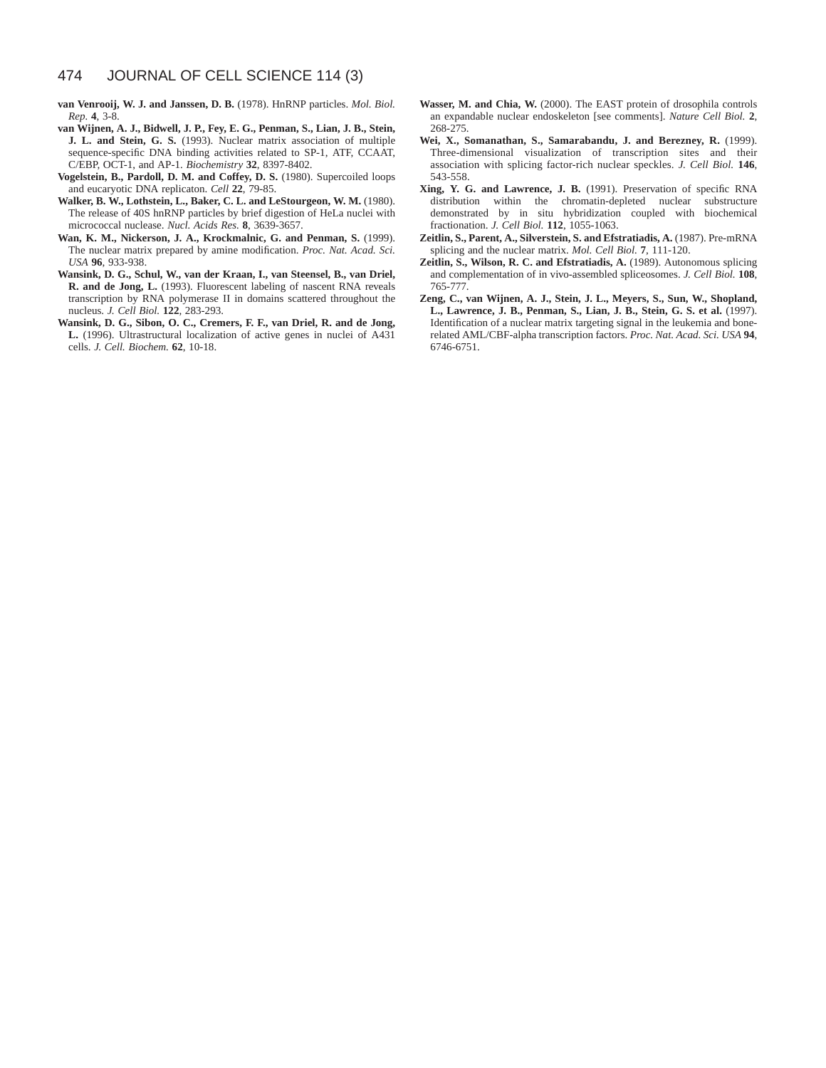**van Venrooij, W. J. and Janssen, D. B.** (1978). HnRNP particles. *Mol. Biol. Rep.* **4**, 3-8.

**van Wijnen, A. J., Bidwell, J. P., Fey, E. G., Penman, S., Lian, J. B., Stein, J. L. and Stein, G. S.** (1993). Nuclear matrix association of multiple sequence-specific DNA binding activities related to SP-1, ATF, CCAAT, C/EBP, OCT-1, and AP-1. *Biochemistry* **32**, 8397-8402.

**Vogelstein, B., Pardoll, D. M. and Coffey, D. S.** (1980). Supercoiled loops and eucaryotic DNA replicaton. *Cell* **22**, 79-85.

**Walker, B. W., Lothstein, L., Baker, C. L. and LeStourgeon, W. M.** (1980). The release of 40S hnRNP particles by brief digestion of HeLa nuclei with micrococcal nuclease. *Nucl. Acids Res.* **8**, 3639-3657.

**Wan, K. M., Nickerson, J. A., Krockmalnic, G. and Penman, S.** (1999). The nuclear matrix prepared by amine modification. *Proc. Nat. Acad. Sci. USA* **96**, 933-938.

**Wansink, D. G., Schul, W., van der Kraan, I., van Steensel, B., van Driel, R. and de Jong, L.** (1993). Fluorescent labeling of nascent RNA reveals transcription by RNA polymerase II in domains scattered throughout the nucleus. *J. Cell Biol.* **122**, 283-293.

**Wansink, D. G., Sibon, O. C., Cremers, F. F., van Driel, R. and de Jong, L.** (1996). Ultrastructural localization of active genes in nuclei of A431 cells. *J. Cell. Biochem.* **62**, 10-18.

**Wasser, M. and Chia, W.** (2000). The EAST protein of drosophila controls an expandable nuclear endoskeleton [see comments]. *Nature Cell Biol.* **2**, 268-275.

**Wei, X., Somanathan, S., Samarabandu, J. and Berezney, R.** (1999). Three-dimensional visualization of transcription sites and their association with splicing factor-rich nuclear speckles. *J. Cell Biol.* **146**, 543-558.

**Xing, Y. G. and Lawrence, J. B.** (1991). Preservation of specific RNA distribution within the chromatin-depleted nuclear substructure demonstrated by in situ hybridization coupled with biochemical fractionation. *J. Cell Biol.* **112**, 1055-1063.

**Zeitlin, S., Parent, A., Silverstein, S. and Efstratiadis, A.** (1987). Pre-mRNA splicing and the nuclear matrix. *Mol. Cell Biol.* **7**, 111-120.

**Zeitlin, S., Wilson, R. C. and Efstratiadis, A.** (1989). Autonomous splicing and complementation of in vivo-assembled spliceosomes. *J. Cell Biol.* **108**, 765-777.

**Zeng, C., van Wijnen, A. J., Stein, J. L., Meyers, S., Sun, W., Shopland, L., Lawrence, J. B., Penman, S., Lian, J. B., Stein, G. S. et al.** (1997). Identification of a nuclear matrix targeting signal in the leukemia and bone-related AML/CBF-alpha transcription factors. *Proc. Nat. Acad. Sci. USA* **94**, 6746-6751.